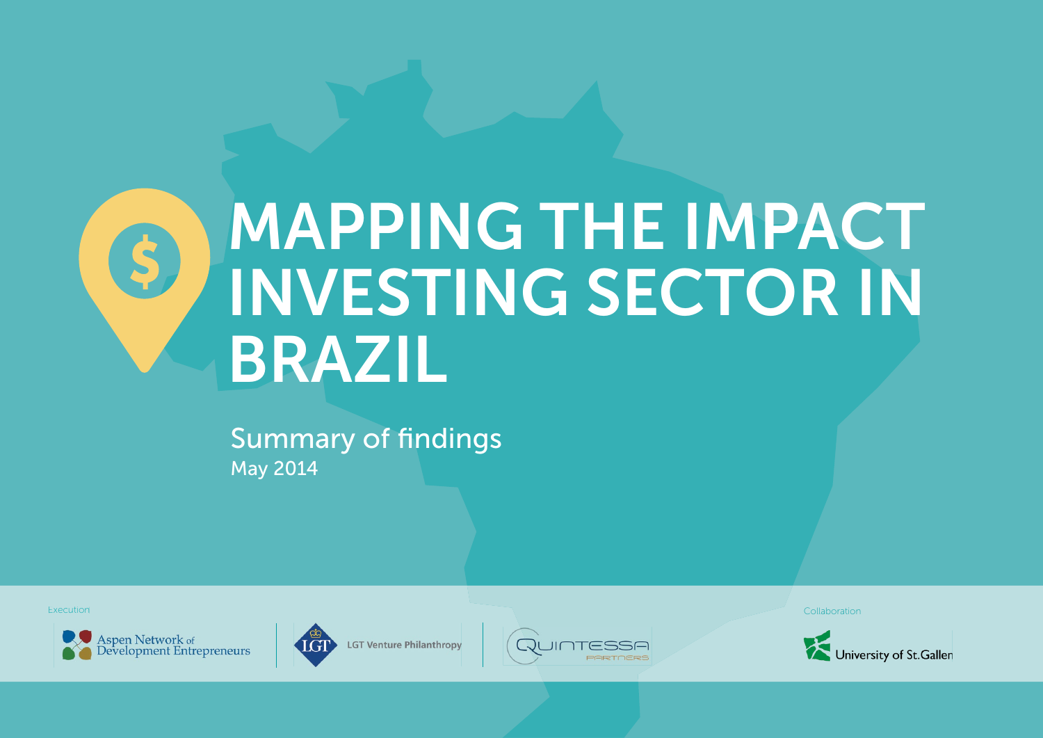# MAPPING THE IMPACT INVESTING SECTOR IN BRAZIL

## Summary of findings

May 2014

Execution

Aspen Network of Development Entrepreneurs

LGT Venture Philanthropy

Quintessa Partners

Collaboration

University of St.Gallen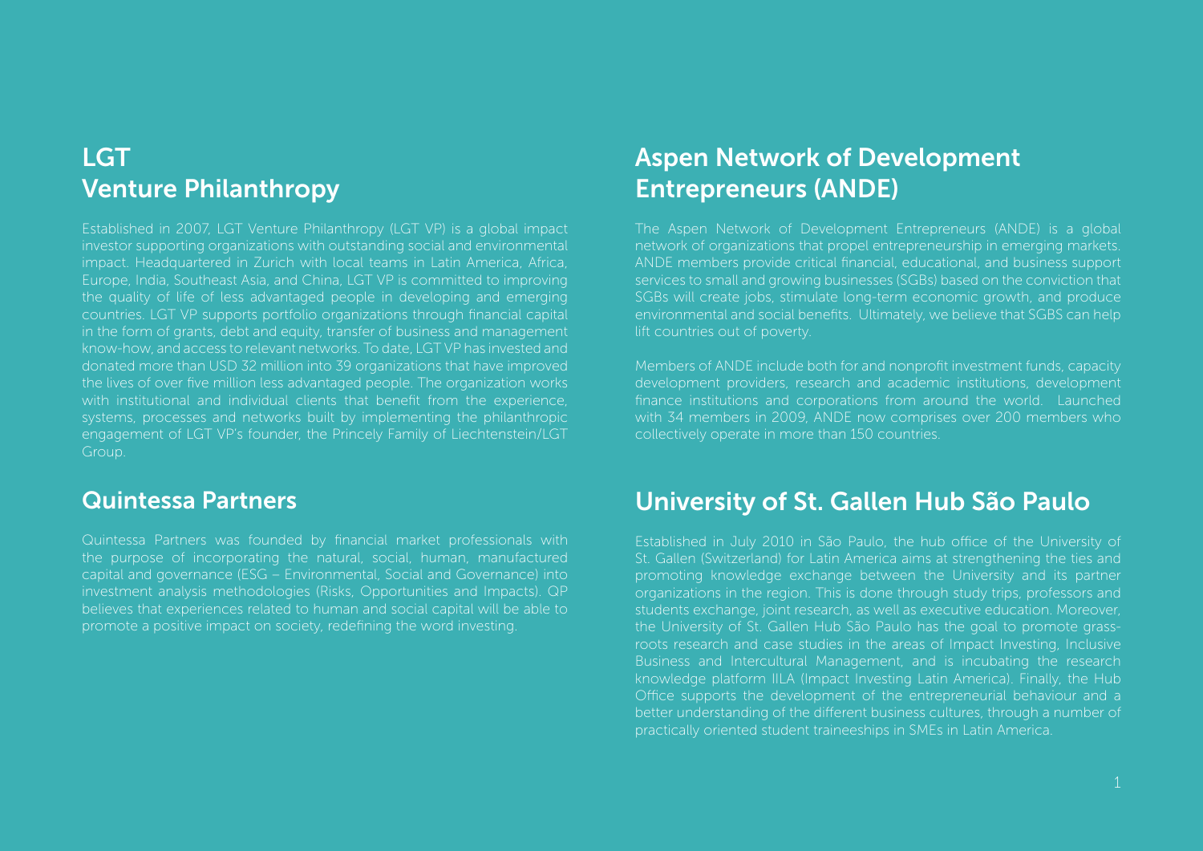## LGT Venture Philanthropy

Established in 2007, LGT Venture Philanthropy (LGT VP) is a global impact investor supporting organizations with outstanding social and environmental impact. Headquartered in Zurich with local teams in Latin America, Africa, Europe, India, Southeast Asia, and China, LGT VP is committed to improving the quality of life of less advantaged people in developing and emerging countries. LGT VP supports portfolio organizations through financial capital in the form of grants, debt and equity, transfer of business and management know-how, and access to relevant networks. To date, LGT VP has invested and donated more than USD 32 million into 39 organizations that have improved the lives of over five million less advantaged people. The organization works with institutional and individual clients that benefit from the experience, systems, processes and networks built by implementing the philanthropic engagement of LGT VP's founder, the Princely Family of Liechtenstein/LGT Group.

## Quintessa Partners

Quintessa Partners was founded by financial market professionals with the purpose of incorporating the natural, social, human, manufactured capital and governance (ESG – Environmental, Social and Governance) into investment analysis methodologies (Risks, Opportunities and Impacts). QP believes that experiences related to human and social capital will be able to promote a positive impact on society, redefining the word investing.

## Aspen Network of Development Entrepreneurs (ANDE)

The Aspen Network of Development Entrepreneurs (ANDE) is a global network of organizations that propel entrepreneurship in emerging markets. ANDE members provide critical financial, educational, and business support services to small and growing businesses (SGBs) based on the conviction that SGBs will create jobs, stimulate long-term economic growth, and produce environmental and social benefits. Ultimately, we believe that SGBS can help lift countries out of poverty.

Members of ANDE include both for and nonprofit investment funds, capacity development providers, research and academic institutions, development finance institutions and corporations from around the world. Launched with 34 members in 2009, ANDE now comprises over 200 members who collectively operate in more than 150 countries.

## University of St. Gallen Hub São Paulo

Established in July 2010 in São Paulo, the hub office of the University of St. Gallen (Switzerland) for Latin America aims at strengthening the ties and promoting knowledge exchange between the University and its partner organizations in the region. This is done through study trips, professors and students exchange, joint research, as well as executive education. Moreover, the University of St. Gallen Hub São Paulo has the goal to promote grass-roots research and case studies in the areas of Impact Investing, Inclusive Business and Intercultural Management, and is incubating the research knowledge platform IILA (Impact Investing Latin America). Finally, the Hub Office supports the development of the entrepreneurial behaviour and a better understanding of the different business cultures, through a number of practically oriented student traineeships in SMEs in Latin America.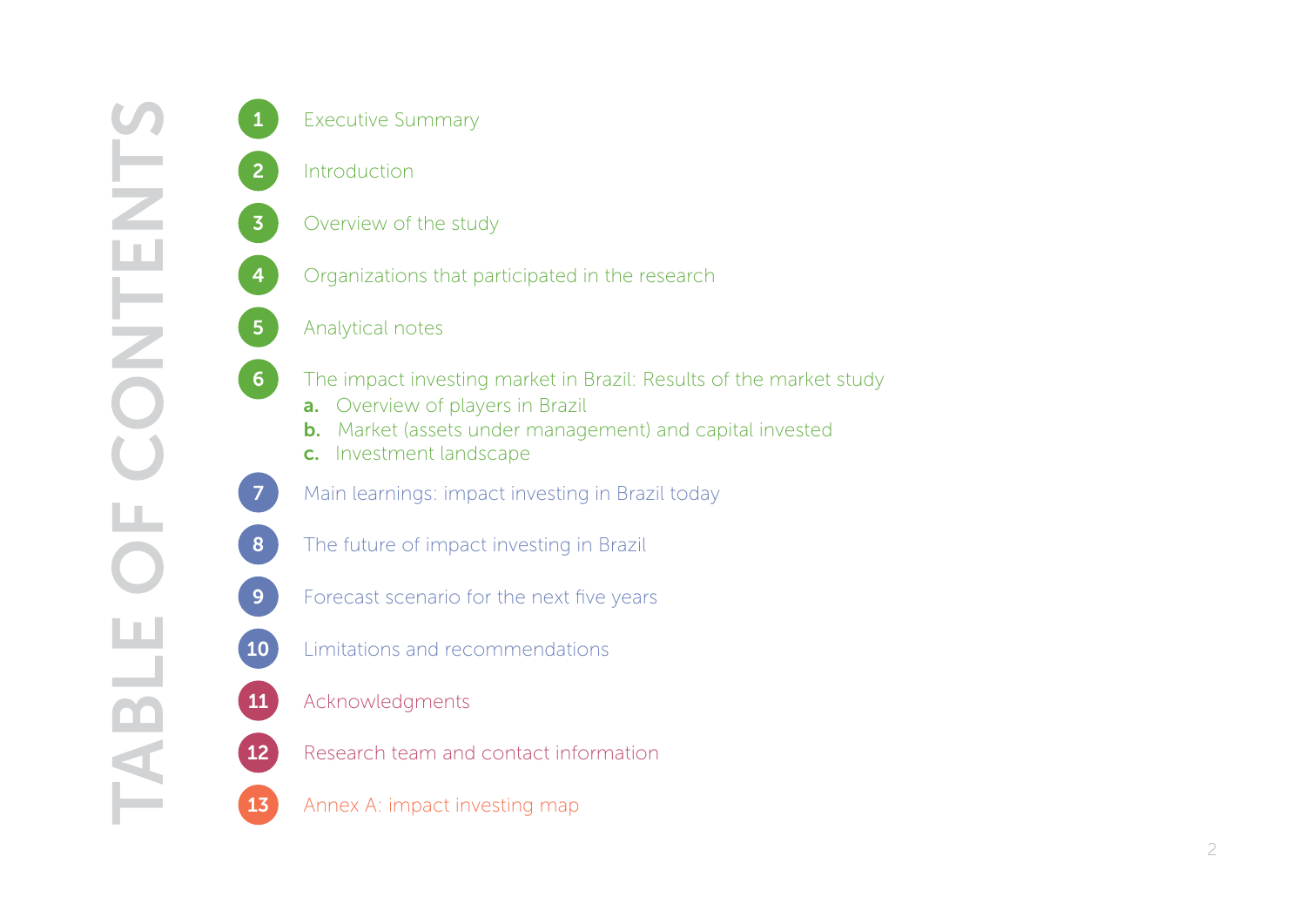# TABLE OF CONTENTS

1. Executive Summary
2. Introduction
3. Overview of the study
4. Organizations that participated in the research
5. Analytical notes
6. The impact investing market in Brazil: Results of the market study
   - **a.** Overview of players in Brazil
   - **b.** Market (assets under management) and capital invested
   - **c.** Investment landscape
7. Main learnings: impact investing in Brazil today
8. The future of impact investing in Brazil
9. Forecast scenario for the next five years
10. Limitations and recommendations
11. Acknowledgments
12. Research team and contact information
13. Annex A: impact investing map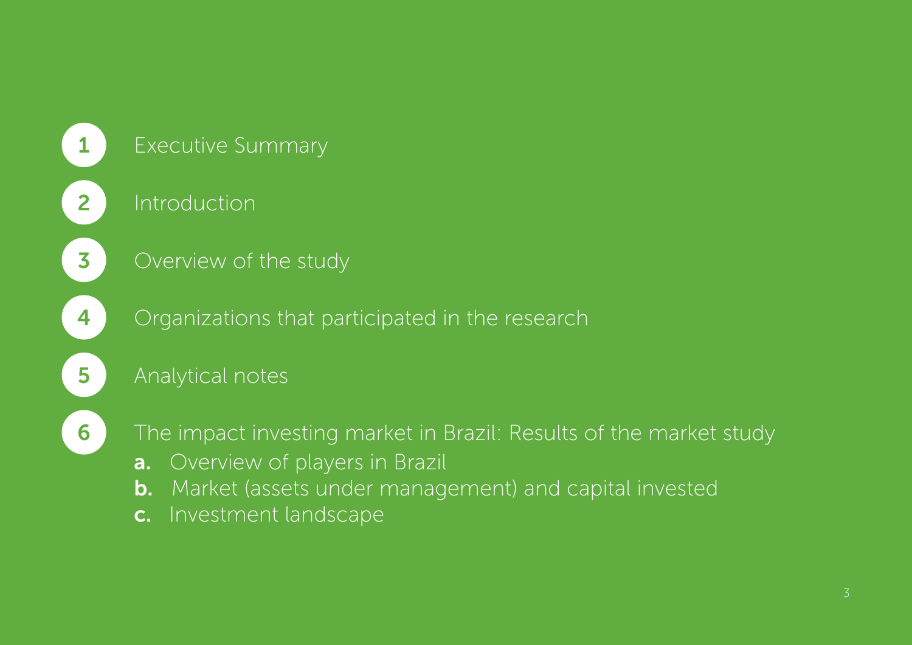1. Executive Summary
2. Introduction
3. Overview of the study
4. Organizations that participated in the research
5. Analytical notes
6. The impact investing market in Brazil: Results of the market study
   - **a.** Overview of players in Brazil
   - **b.** Market (assets under management) and capital invested
   - **c.** Investment landscape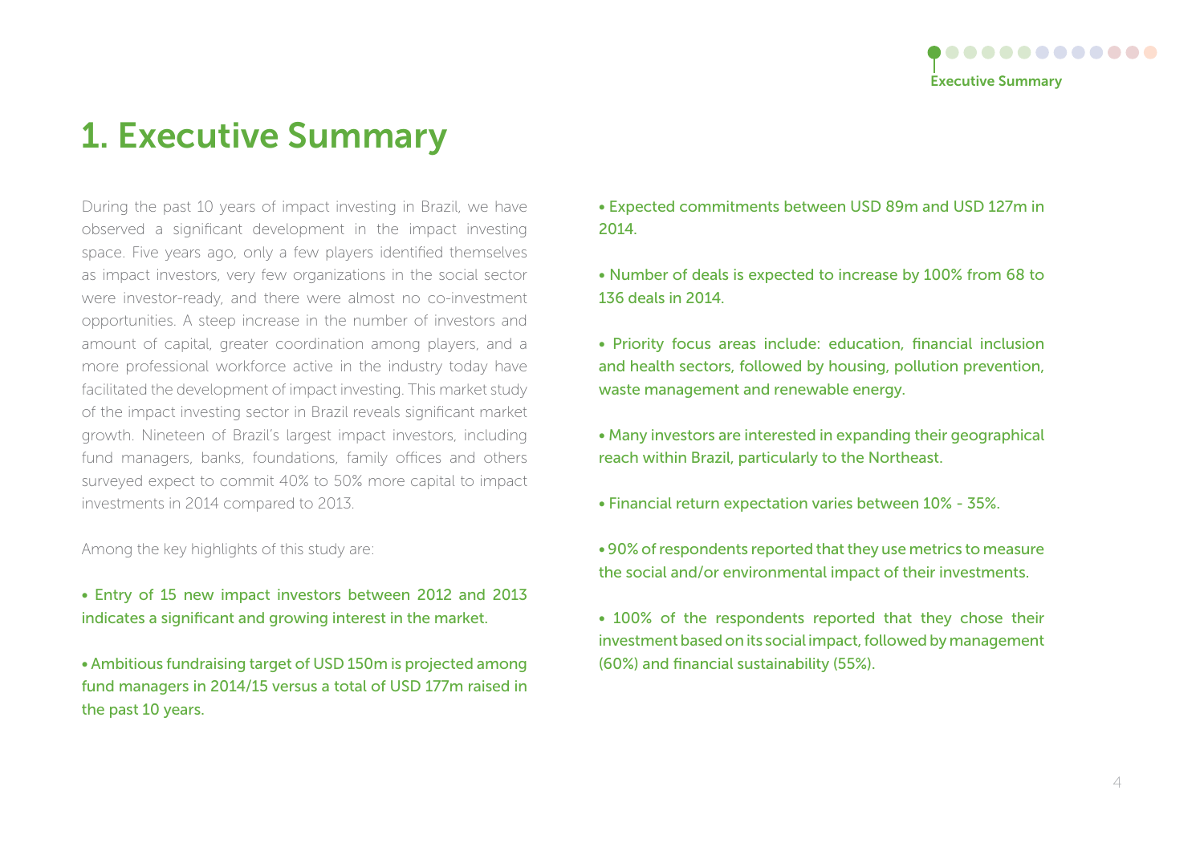# 1. Executive Summary

During the past 10 years of impact investing in Brazil, we have observed a significant development in the impact investing space. Five years ago, only a few players identified themselves as impact investors, very few organizations in the social sector were investor-ready, and there were almost no co-investment opportunities. A steep increase in the number of investors and amount of capital, greater coordination among players, and a more professional workforce active in the industry today have facilitated the development of impact investing. This market study of the impact investing sector in Brazil reveals significant market growth. Nineteen of Brazil's largest impact investors, including fund managers, banks, foundations, family offices and others surveyed expect to commit 40% to 50% more capital to impact investments in 2014 compared to 2013.

Among the key highlights of this study are:

- Entry of 15 new impact investors between 2012 and 2013 indicates a significant and growing interest in the market.

- Ambitious fundraising target of USD 150m is projected among fund managers in 2014/15 versus a total of USD 177m raised in the past 10 years.

- Expected commitments between USD 89m and USD 127m in 2014.

- Number of deals is expected to increase by 100% from 68 to 136 deals in 2014.

- Priority focus areas include: education, financial inclusion and health sectors, followed by housing, pollution prevention, waste management and renewable energy.

- Many investors are interested in expanding their geographical reach within Brazil, particularly to the Northeast.

- Financial return expectation varies between 10% - 35%.

- 90% of respondents reported that they use metrics to measure the social and/or environmental impact of their investments.

- 100% of the respondents reported that they chose their investment based on its social impact, followed by management (60%) and financial sustainability (55%).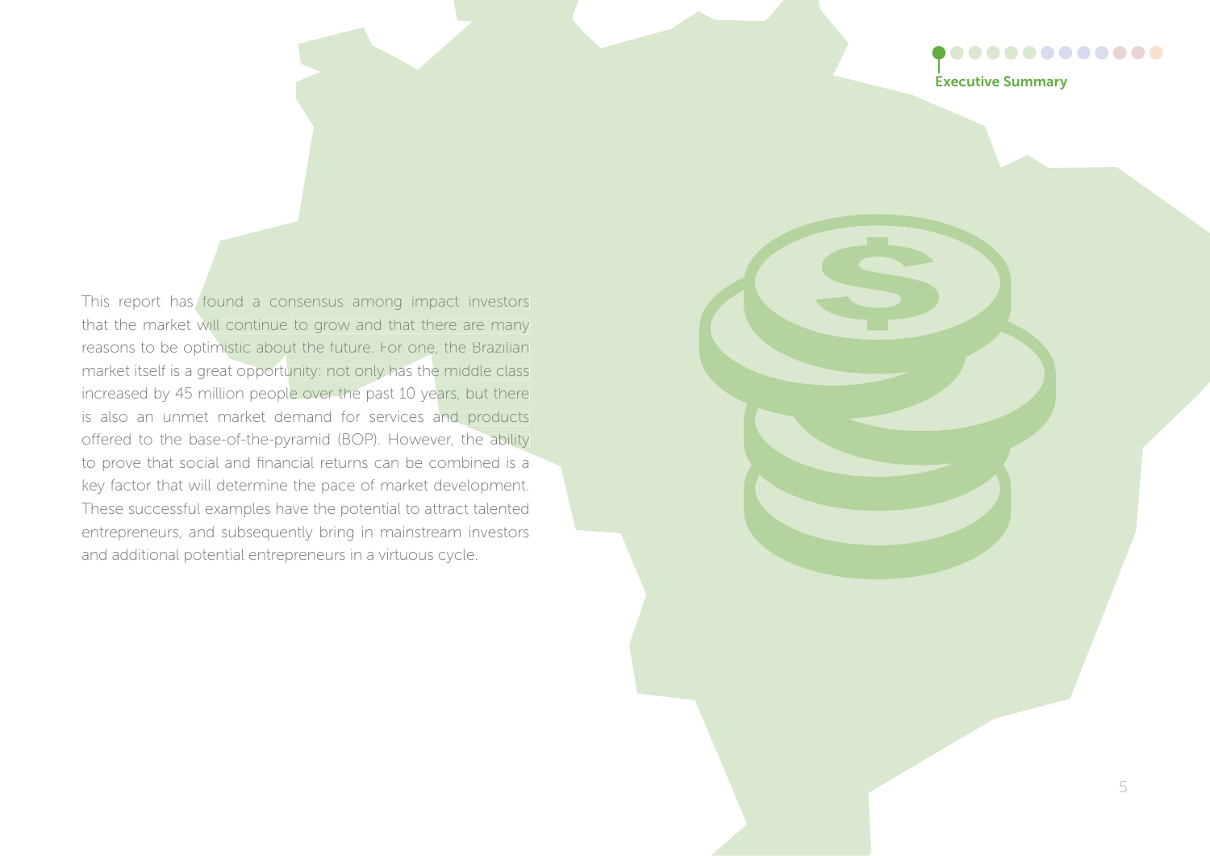This report has found a consensus among impact investors that the market will continue to grow and that there are many reasons to be optimistic about the future. For one, the Brazilian market itself is a great opportunity: not only has the middle class increased by 45 million people over the past 10 years, but there is also an unmet market demand for services and products offered to the base-of-the-pyramid (BOP). However, the ability to prove that social and financial returns can be combined is a key factor that will determine the pace of market development. These successful examples have the potential to attract talented entrepreneurs, and subsequently bring in mainstream investors and additional potential entrepreneurs in a virtuous cycle.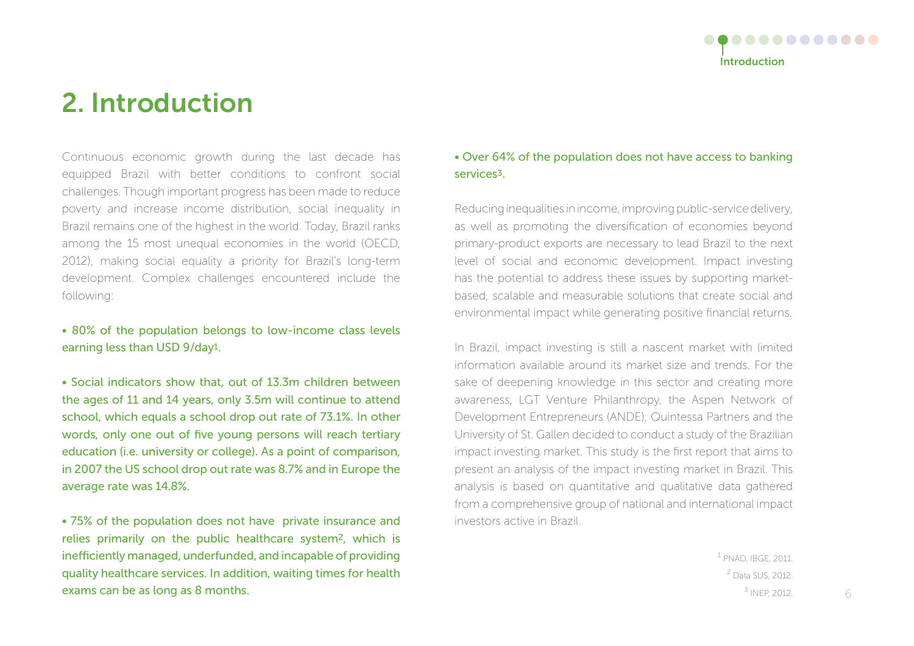# 2. Introduction

Continuous economic growth during the last decade has equipped Brazil with better conditions to confront social challenges. Though important progress has been made to reduce poverty and increase income distribution, social inequality in Brazil remains one of the highest in the world. Today, Brazil ranks among the 15 most unequal economies in the world (OECD, 2012), making social equality a priority for Brazil's long-term development. Complex challenges encountered include the following:

- 80% of the population belongs to low-income class levels earning less than USD 9/day[1].

- Social indicators show that, out of 13.3m children between the ages of 11 and 14 years, only 3.5m will continue to attend school, which equals a school drop out rate of 73.1%. In other words, only one out of five young persons will reach tertiary education (i.e. university or college). As a point of comparison, in 2007 the US school drop out rate was 8.7% and in Europe the average rate was 14.8%.

- 75% of the population does not have private insurance and relies primarily on the public healthcare system[2], which is inefficiently managed, underfunded, and incapable of providing quality healthcare services. In addition, waiting times for health exams can be as long as 8 months.

- Over 64% of the population does not have access to banking services[3].

Reducing inequalities in income, improving public-service delivery, as well as promoting the diversification of economies beyond primary-product exports are necessary to lead Brazil to the next level of social and economic development. Impact investing has the potential to address these issues by supporting market-based, scalable and measurable solutions that create social and environmental impact while generating positive financial returns.

In Brazil, impact investing is still a nascent market with limited information available around its market size and trends. For the sake of deepening knowledge in this sector and creating more awareness, LGT Venture Philanthropy, the Aspen Network of Development Entrepreneurs (ANDE), Quintessa Partners and the University of St. Gallen decided to conduct a study of the Brazilian impact investing market. This study is the first report that aims to present an analysis of the impact investing market in Brazil. This analysis is based on quantitative and qualitative data gathered from a comprehensive group of national and international impact investors active in Brazil.

[1] PNAD, IBGE, 2011.
[2] Data SUS, 2012.
[3] INEP, 2012.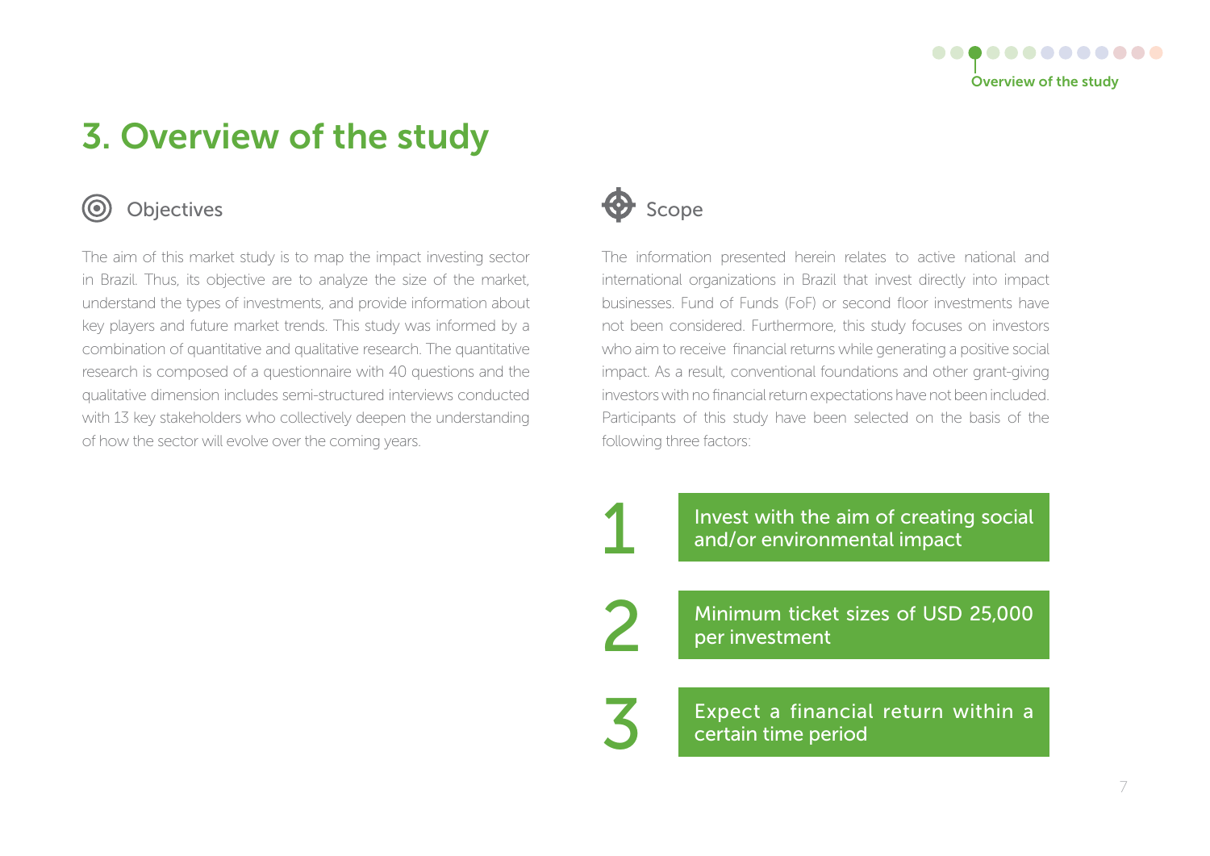# 3. Overview of the study

## Objectives

The aim of this market study is to map the impact investing sector in Brazil. Thus, its objective are to analyze the size of the market, understand the types of investments, and provide information about key players and future market trends. This study was informed by a combination of quantitative and qualitative research. The quantitative research is composed of a questionnaire with 40 questions and the qualitative dimension includes semi-structured interviews conducted with 13 key stakeholders who collectively deepen the understanding of how the sector will evolve over the coming years.

## Scope

The information presented herein relates to active national and international organizations in Brazil that invest directly into impact businesses. Fund of Funds (FoF) or second floor investments have not been considered. Furthermore, this study focuses on investors who aim to receive financial returns while generating a positive social impact. As a result, conventional foundations and other grant-giving investors with no financial return expectations have not been included. Participants of this study have been selected on the basis of the following three factors:

1. Invest with the aim of creating social and/or environmental impact
2. Minimum ticket sizes of USD 25,000 per investment
3. Expect a financial return within a certain time period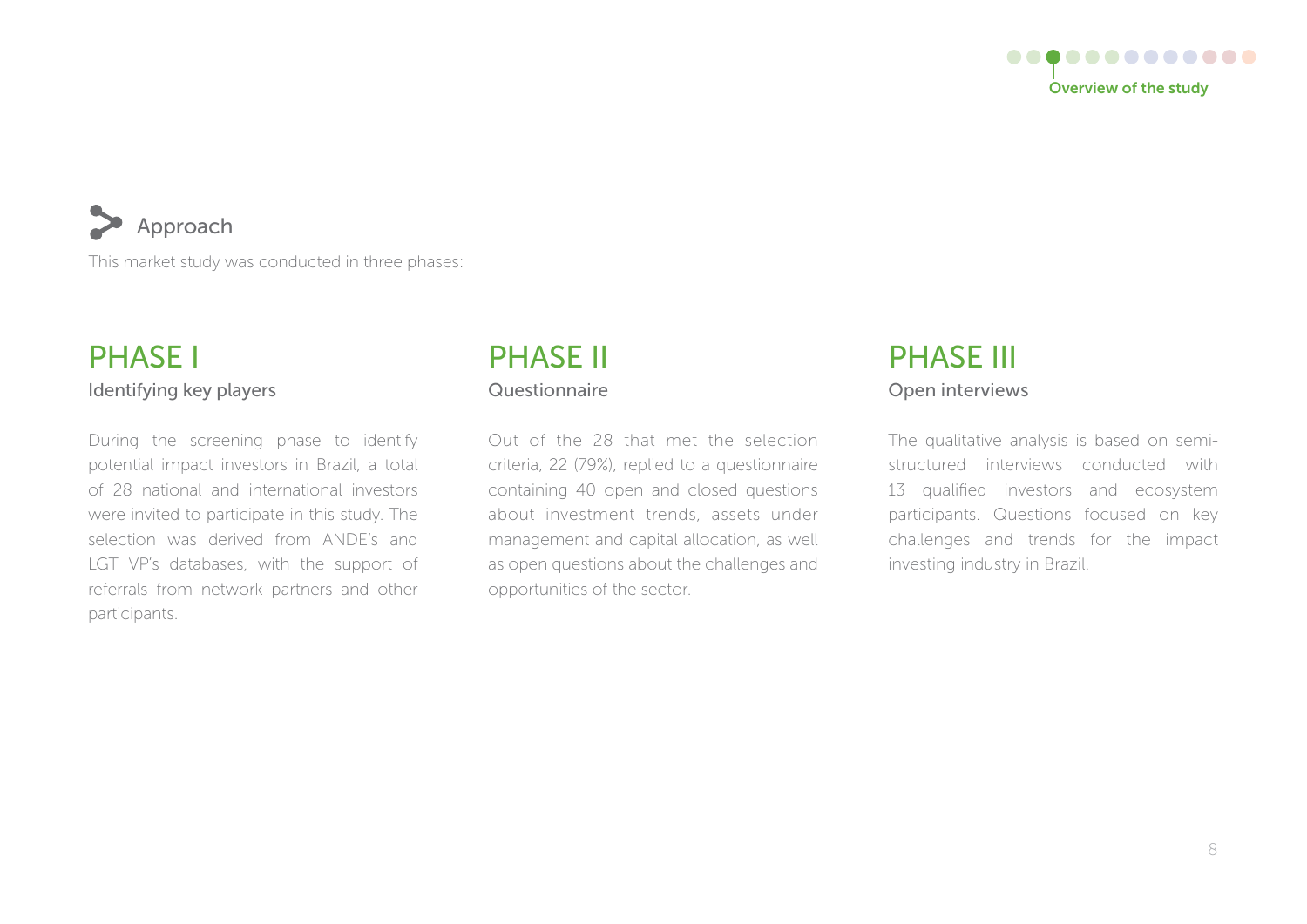## Approach

This market study was conducted in three phases:

### PHASE I

**Identifying key players**

During the screening phase to identify potential impact investors in Brazil, a total of 28 national and international investors were invited to participate in this study. The selection was derived from ANDE's and LGT VP's databases, with the support of referrals from network partners and other participants.

### PHASE II

**Questionnaire**

Out of the 28 that met the selection criteria, 22 (79%), replied to a questionnaire containing 40 open and closed questions about investment trends, assets under management and capital allocation, as well as open questions about the challenges and opportunities of the sector.

### PHASE III

**Open interviews**

The qualitative analysis is based on semi-structured interviews conducted with 13 qualified investors and ecosystem participants. Questions focused on key challenges and trends for the impact investing industry in Brazil.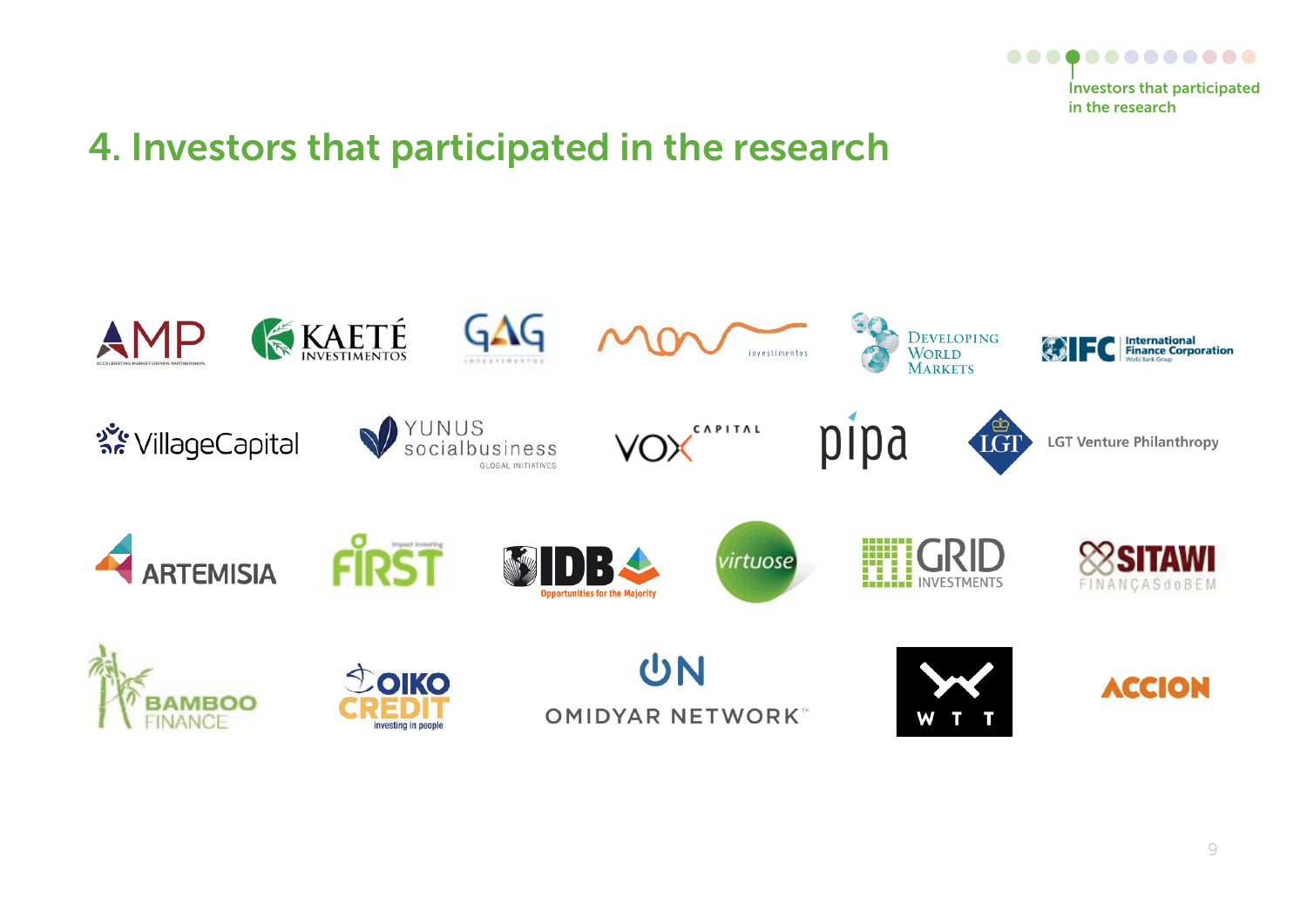# 4. Investors that participated in the research

AMP
ACCELERATING MARKET-DRIVEN PARTNERSHIPS

KAETÉ INVESTIMENTOS

GAG

mov investimentos

Developing World Markets

IFC International Finance Corporation World Bank Group

VillageCapital

YUNUS socialbusiness GLOBAL INITIATIVES

VOX CAPITAL

pipa

LGT Venture Philanthropy

ARTEMISIA

FIRST impact investing

IDB Opportunities for the Majority

virtuose

GRID INVESTMENTS

SITAWI FINANÇAS do BEM

BAMBOO FINANCE

OIKO CREDIT investing in people

OMIDYAR NETWORK™

W T T

ACCION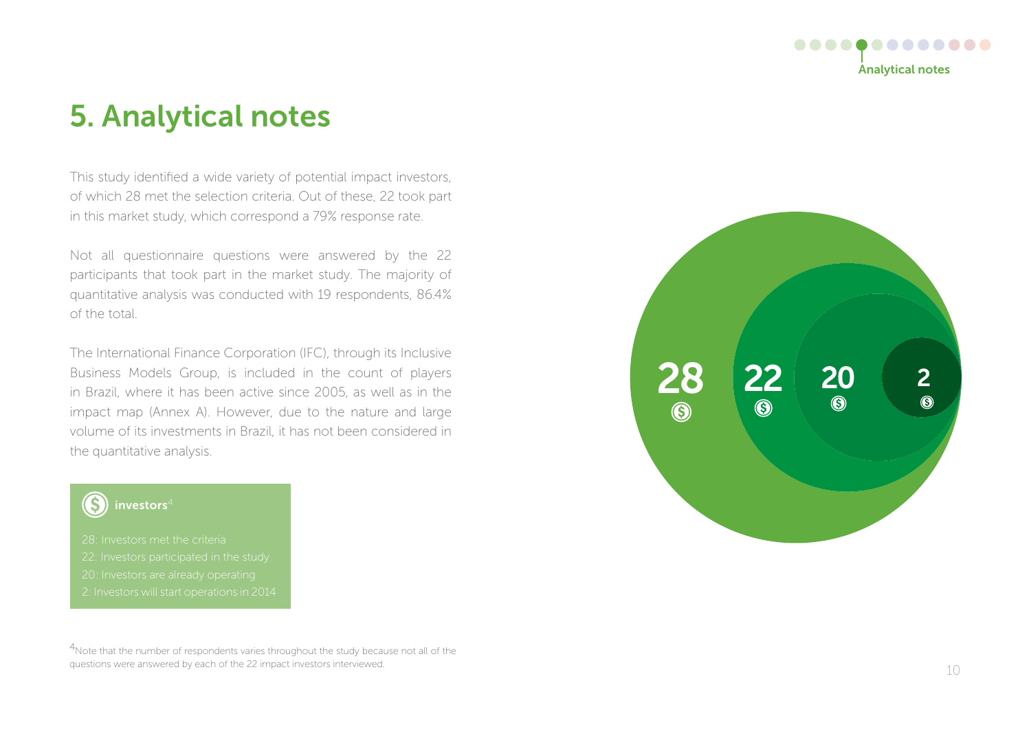# 5. Analytical notes

This study identified a wide variety of potential impact investors, of which 28 met the selection criteria. Out of these, 22 took part in this market study, which correspond a 79% response rate.

Not all questionnaire questions were answered by the 22 participants that took part in the market study. The majority of quantitative analysis was conducted with 19 respondents, 86.4% of the total.

The International Finance Corporation (IFC), through its Inclusive Business Models Group, is included in the count of players in Brazil, where it has been active since 2005, as well as in the impact map (Annex A). However, due to the nature and large volume of its investments in Brazil, it has not been considered in the quantitative analysis.

**investors**[4]

28: Investors met the criteria
22: Investors participated in the study
20: Investors are already operating
2: Investors will start operations in 2014

28 | 22 | 20 | 2

[4]Note that the number of respondents varies throughout the study because not all of the questions were answered by each of the 22 impact investors interviewed.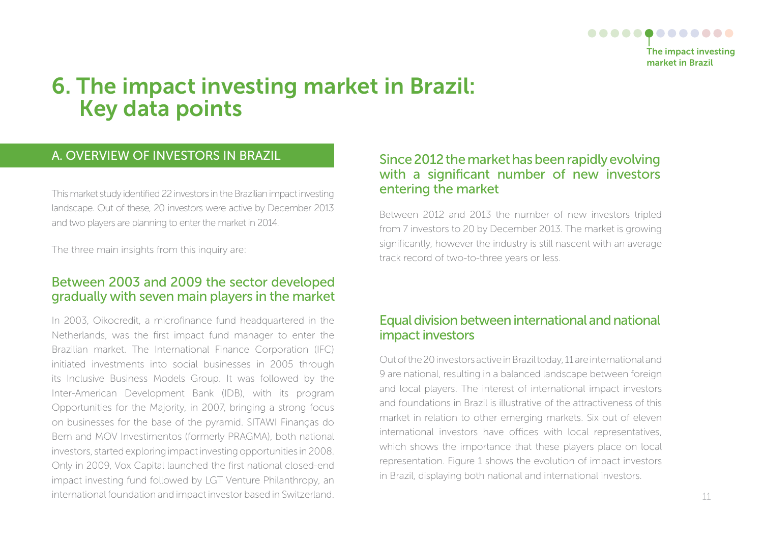# 6. The impact investing market in Brazil: Key data points

## A. OVERVIEW OF INVESTORS IN BRAZIL

This market study identified 22 investors in the Brazilian impact investing landscape. Out of these, 20 investors were active by December 2013 and two players are planning to enter the market in 2014.

The three main insights from this inquiry are:

### Between 2003 and 2009 the sector developed gradually with seven main players in the market

In 2003, Oikocredit, a microfinance fund headquartered in the Netherlands, was the first impact fund manager to enter the Brazilian market. The International Finance Corporation (IFC) initiated investments into social businesses in 2005 through its Inclusive Business Models Group. It was followed by the Inter-American Development Bank (IDB), with its program Opportunities for the Majority, in 2007, bringing a strong focus on businesses for the base of the pyramid. SITAWI Finanças do Bem and MOV Investimentos (formerly PRAGMA), both national investors, started exploring impact investing opportunities in 2008. Only in 2009, Vox Capital launched the first national closed-end impact investing fund followed by LGT Venture Philanthropy, an international foundation and impact investor based in Switzerland.

### Since 2012 the market has been rapidly evolving with a significant number of new investors entering the market

Between 2012 and 2013 the number of new investors tripled from 7 investors to 20 by December 2013. The market is growing significantly, however the industry is still nascent with an average track record of two-to-three years or less.

### Equal division between international and national impact investors

Out of the 20 investors active in Brazil today, 11 are international and 9 are national, resulting in a balanced landscape between foreign and local players. The interest of international impact investors and foundations in Brazil is illustrative of the attractiveness of this market in relation to other emerging markets. Six out of eleven international investors have offices with local representatives, which shows the importance that these players place on local representation. Figure 1 shows the evolution of impact investors in Brazil, displaying both national and international investors.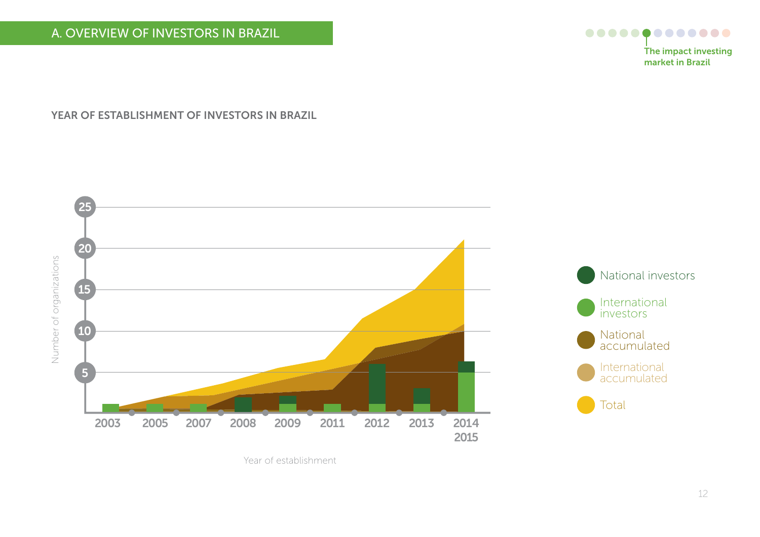## A. OVERVIEW OF INVESTORS IN BRAZIL

The impact investing market in Brazil

### YEAR OF ESTABLISHMENT OF INVESTORS IN BRAZIL

Number of organizations

25
20
15
10
5

2003 2005 2007 2008 2009 2011 2012 2013 2014 2015

Year of establishment

- National investors
- International investors
- National accumulated
- International accumulated
- Total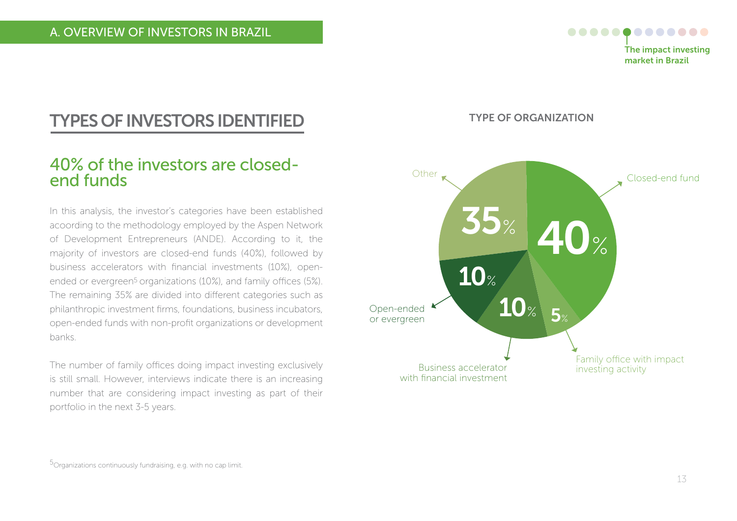# TYPES OF INVESTORS IDENTIFIED

## 40% of the investors are closed-end funds

In this analysis, the investor's categories have been established acoording to the methodology employed by the Aspen Network of Development Entrepreneurs (ANDE). According to it, the majority of investors are closed-end funds (40%), followed by business accelerators with financial investments (10%), open-ended or evergreen[5] organizations (10%), and family offices (5%). The remaining 35% are divided into different categories such as philanthropic investment firms, foundations, business incubators, open-ended funds with non-profit organizations or development banks.

The number of family offices doing impact investing exclusively is still small. However, interviews indicate there is an increasing number that are considering impact investing as part of their portfolio in the next 3-5 years.

**TYPE OF ORGANIZATION**

- Closed-end fund: 40%
- Family office with impact investing activity: 5%
- Business accelerator with financial investment: 10%
- Open-ended or evergreen: 10%
- Other: 35%

[5] Organizations continuously fundraising, e.g. with no cap limit.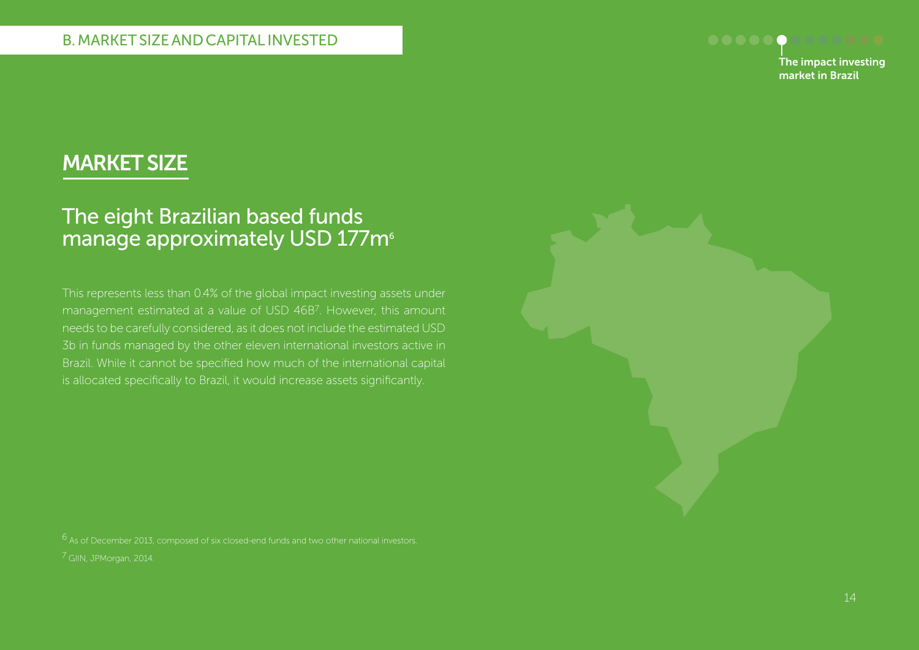## MARKET SIZE

### The eight Brazilian based funds manage approximately USD 177m[6]

This represents less than 0.4% of the global impact investing assets under management estimated at a value of USD 46B[7]. However, this amount needs to be carefully considered, as it does not include the estimated USD 3b in funds managed by the other eleven international investors active in Brazil. While it cannot be specified how much of the international capital is allocated specifically to Brazil, it would increase assets significantly.

[6] As of December 2013, composed of six closed-end funds and two other national investors.

[7] GIIN, JPMorgan, 2014.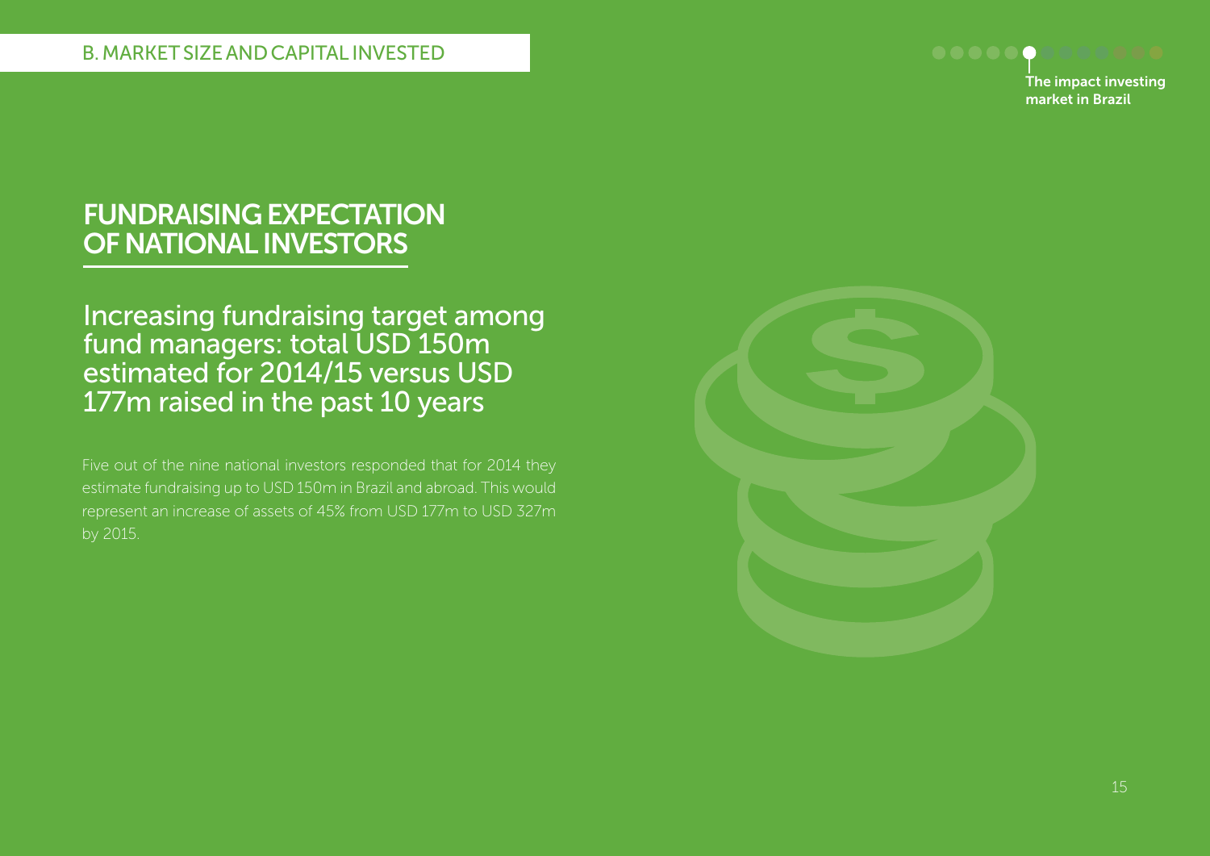## FUNDRAISING EXPECTATION OF NATIONAL INVESTORS

### Increasing fundraising target among fund managers: total USD 150m estimated for 2014/15 versus USD 177m raised in the past 10 years

Five out of the nine national investors responded that for 2014 they estimate fundraising up to USD 150m in Brazil and abroad. This would represent an increase of assets of 45% from USD 177m to USD 327m by 2015.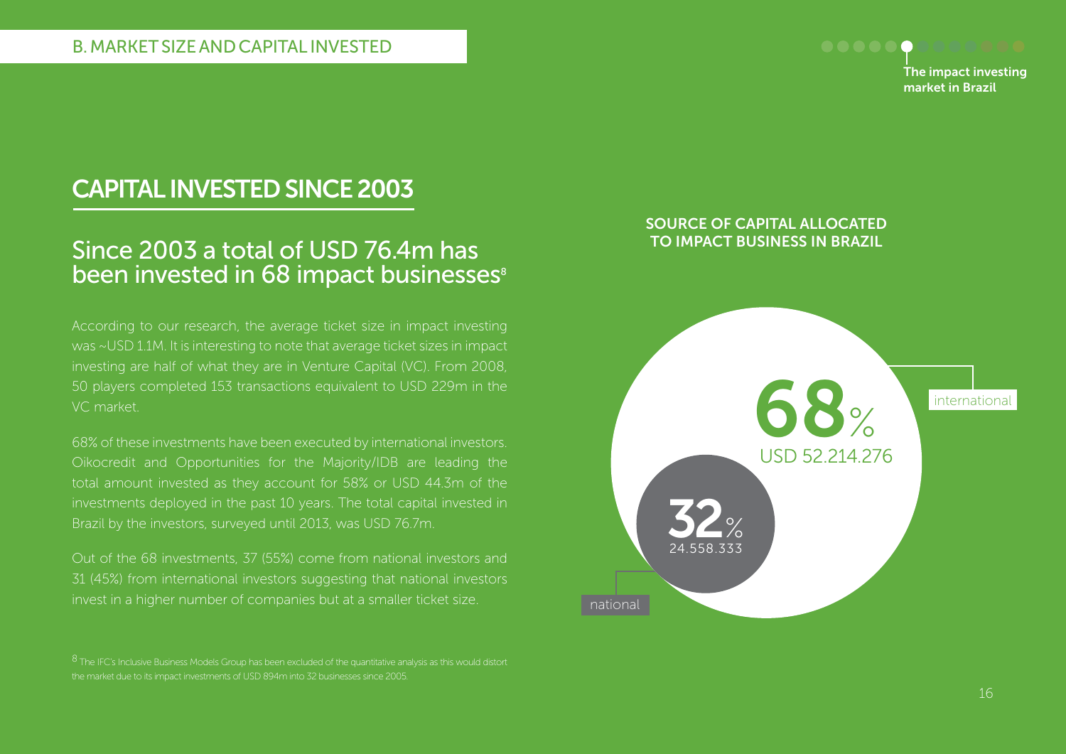## CAPITAL INVESTED SINCE 2003

### Since 2003 a total of USD 76.4m has been invested in 68 impact businesses[8]

According to our research, the average ticket size in impact investing was ~USD 1.1M. It is interesting to note that average ticket sizes in impact investing are half of what they are in Venture Capital (VC). From 2008, 50 players completed 153 transactions equivalent to USD 229m in the VC market.

68% of these investments have been executed by international investors. Oikocredit and Opportunities for the Majority/IDB are leading the total amount invested as they account for 58% or USD 44.3m of the investments deployed in the past 10 years. The total capital invested in Brazil by the investors, surveyed until 2013, was USD 76.7m.

Out of the 68 investments, 37 (55%) come from national investors and 31 (45%) from international investors suggesting that national investors invest in a higher number of companies but at a smaller ticket size.

**SOURCE OF CAPITAL ALLOCATED TO IMPACT BUSINESS IN BRAZIL**

- international: 68% — USD 52.214.276
- national: 32% — 24.558.333

[8] The IFC's Inclusive Business Models Group has been excluded of the quantitative analysis as this would distort the market due to its impact investments of USD 894m into 32 businesses since 2005.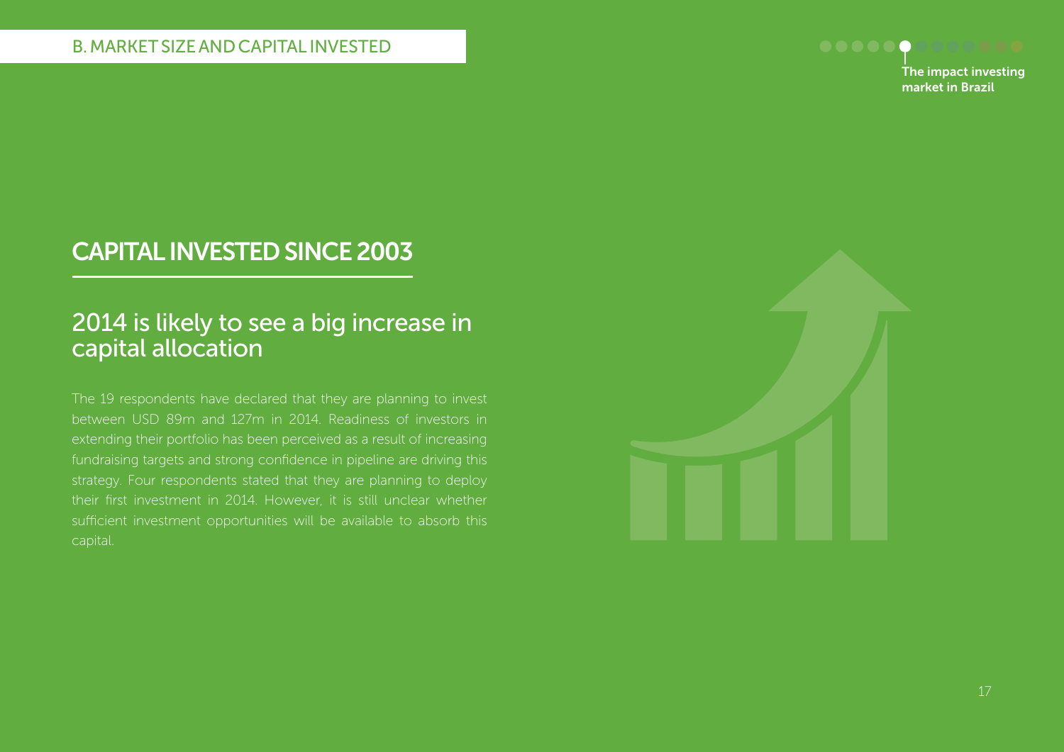# CAPITAL INVESTED SINCE 2003

## 2014 is likely to see a big increase in capital allocation

The 19 respondents have declared that they are planning to invest between USD 89m and 127m in 2014. Readiness of investors in extending their portfolio has been perceived as a result of increasing fundraising targets and strong confidence in pipeline are driving this strategy. Four respondents stated that they are planning to deploy their first investment in 2014. However, it is still unclear whether sufficient investment opportunities will be available to absorb this capital.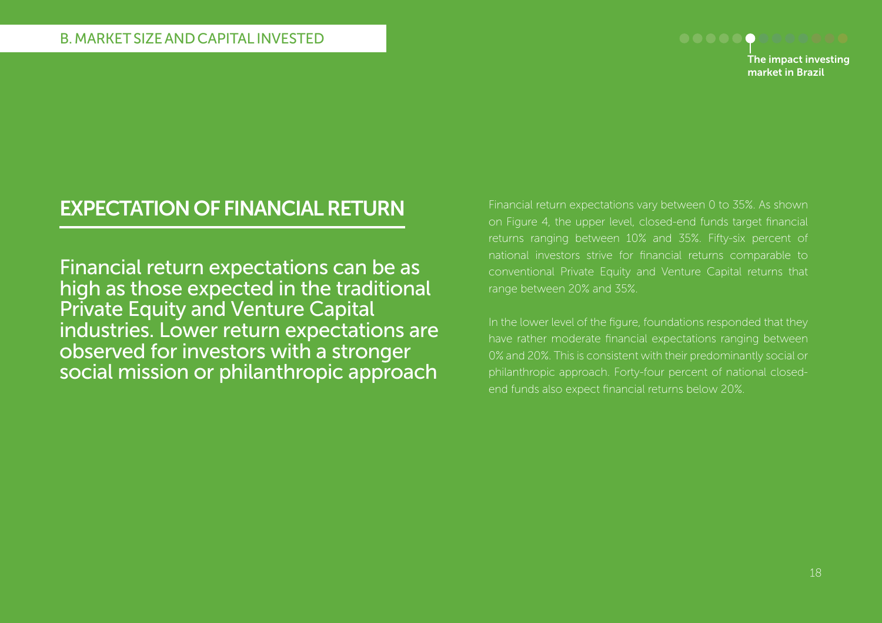## EXPECTATION OF FINANCIAL RETURN

Financial return expectations can be as high as those expected in the traditional Private Equity and Venture Capital industries. Lower return expectations are observed for investors with a stronger social mission or philanthropic approach

Financial return expectations vary between 0 to 35%. As shown on Figure 4, the upper level, closed-end funds target financial returns ranging between 10% and 35%. Fifty-six percent of national investors strive for financial returns comparable to conventional Private Equity and Venture Capital returns that range between 20% and 35%.

In the lower level of the figure, foundations responded that they have rather moderate financial expectations ranging between 0% and 20%. This is consistent with their predominantly social or philanthropic approach. Forty-four percent of national closed-end funds also expect financial returns below 20%.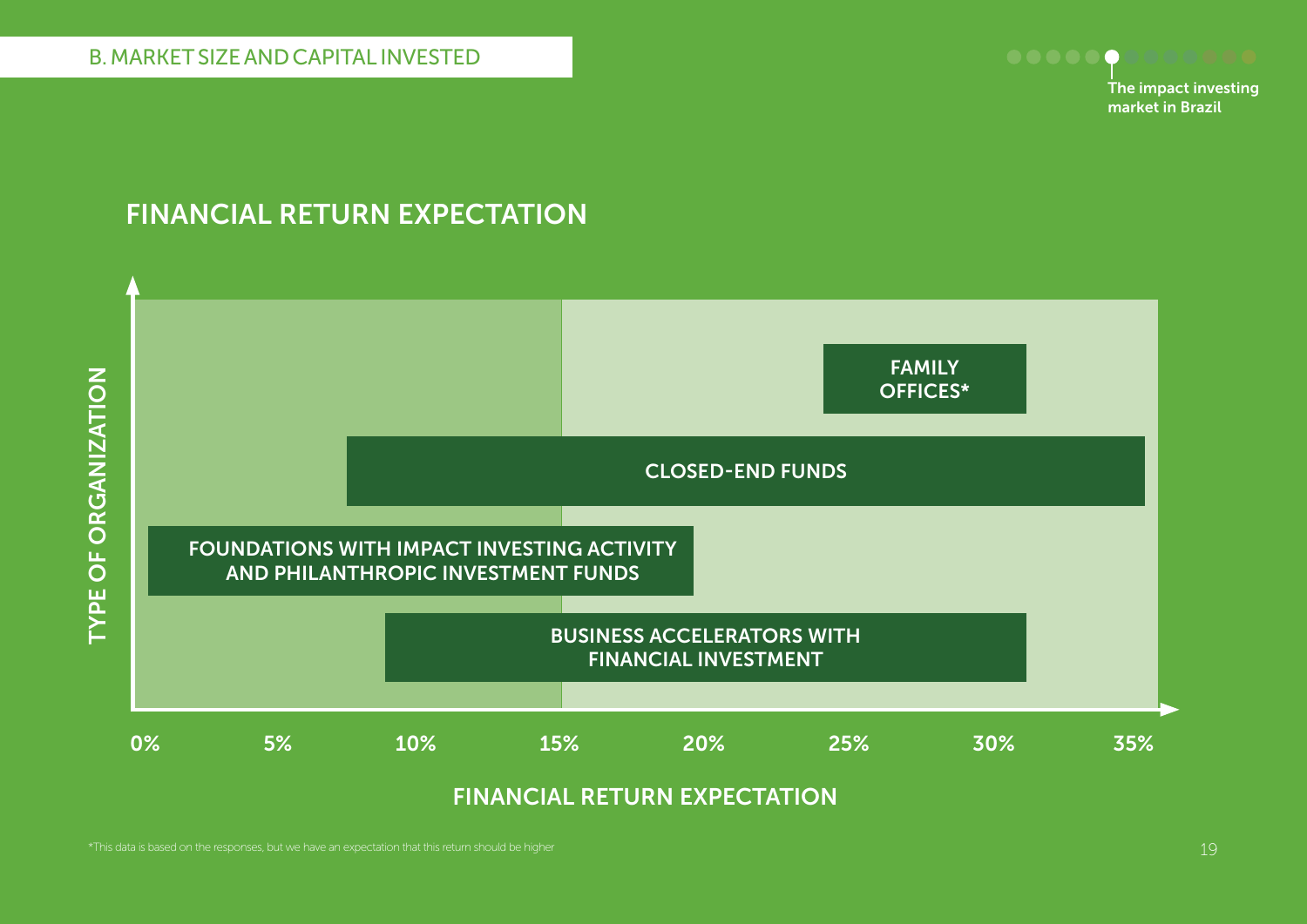## B. MARKET SIZE AND CAPITAL INVESTED

# FINANCIAL RETURN EXPECTATION

TYPE OF ORGANIZATION

FAMILY OFFICES*

CLOSED-END FUNDS

FOUNDATIONS WITH IMPACT INVESTING ACTIVITY AND PHILANTHROPIC INVESTMENT FUNDS

BUSINESS ACCELERATORS WITH FINANCIAL INVESTMENT

0% 5% 10% 15% 20% 25% 30% 35%

FINANCIAL RETURN EXPECTATION

*This data is based on the responses, but we have an expectation that this return should be higher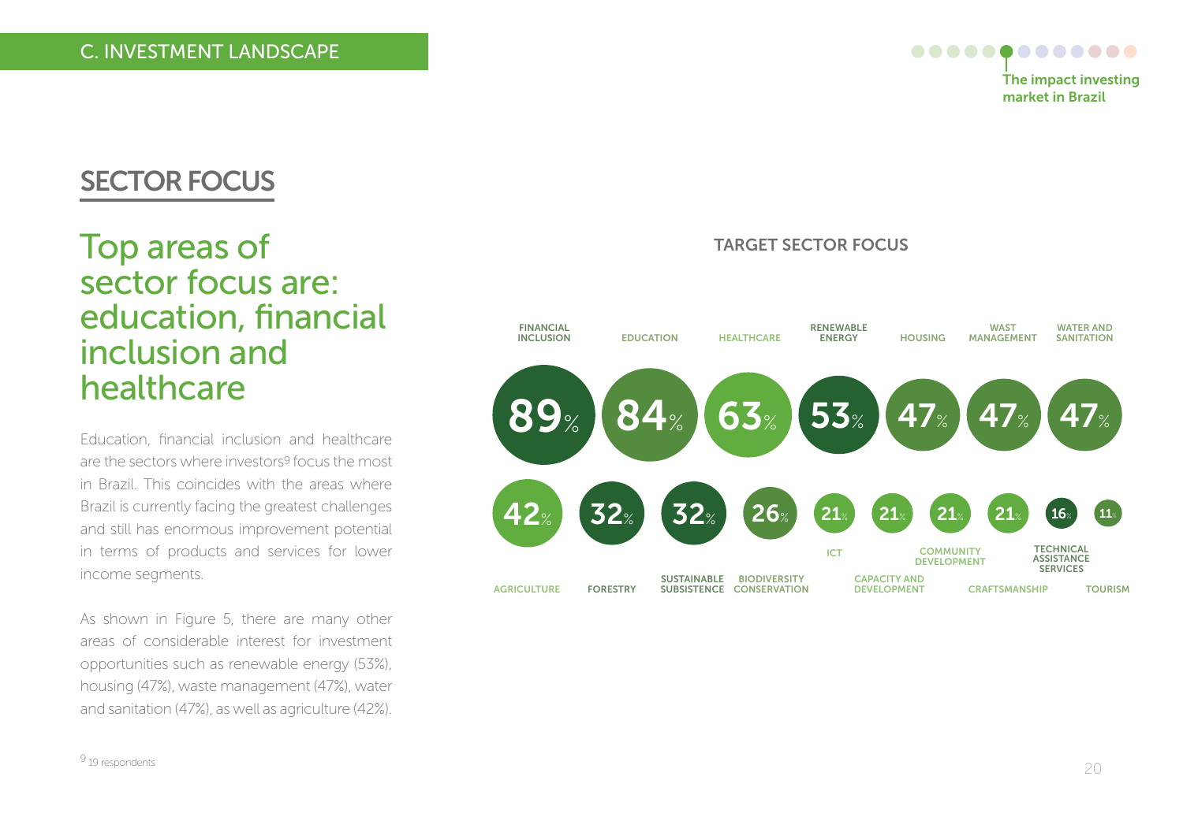## SECTOR FOCUS

# Top areas of sector focus are: education, financial inclusion and healthcare

Education, financial inclusion and healthcare are the sectors where investors[9] focus the most in Brazil. This coincides with the areas where Brazil is currently facing the greatest challenges and still has enormous improvement potential in terms of products and services for lower income segments.

As shown in Figure 5, there are many other areas of considerable interest for investment opportunities such as renewable energy (53%), housing (47%), waste management (47%), water and sanitation (47%), as well as agriculture (42%).

### TARGET SECTOR FOCUS

| Sector | % |
|---|---|
| FINANCIAL INCLUSION | 89% |
| EDUCATION | 84% |
| HEALTHCARE | 63% |
| RENEWABLE ENERGY | 53% |
| HOUSING | 47% |
| WAST MANAGEMENT | 47% |
| WATER AND SANITATION | 47% |
| AGRICULTURE | 42% |
| FORESTRY | 32% |
| SUSTAINABLE SUBSISTENCE | 32% |
| BIODIVERSITY CONSERVATION | 26% |
| ICT | 21% |
| CAPACITY AND DEVELOPMENT | 21% |
| COMMUNITY DEVELOPMENT | 21% |
| CRAFTSMANSHIP | 21% |
| TECHNICAL ASSISTANCE SERVICES | 16% |
| TOURISM | 11% |

[9] 19 respondents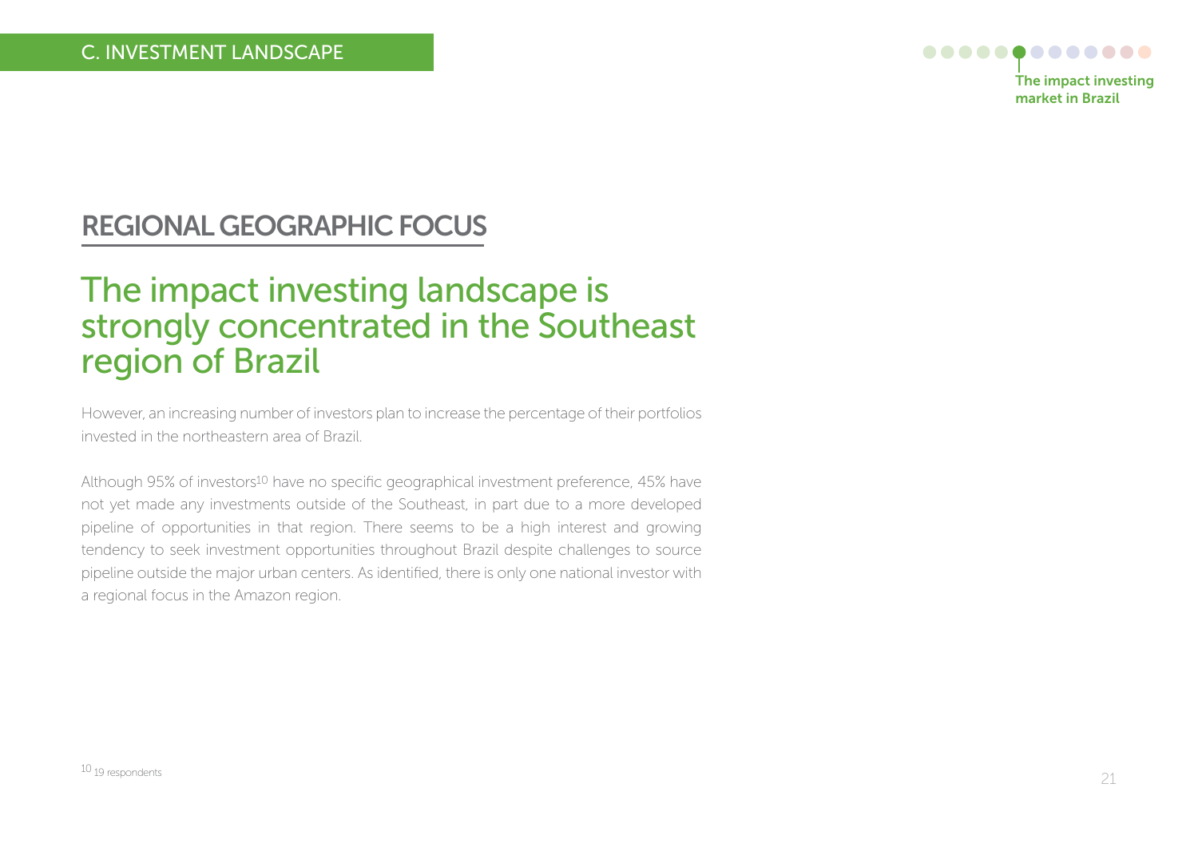## REGIONAL GEOGRAPHIC FOCUS

# The impact investing landscape is strongly concentrated in the Southeast region of Brazil

However, an increasing number of investors plan to increase the percentage of their portfolios invested in the northeastern area of Brazil.

Although 95% of investors[10] have no specific geographical investment preference, 45% have not yet made any investments outside of the Southeast, in part due to a more developed pipeline of opportunities in that region. There seems to be a high interest and growing tendency to seek investment opportunities throughout Brazil despite challenges to source pipeline outside the major urban centers. As identified, there is only one national investor with a regional focus in the Amazon region.

[10] 19 respondents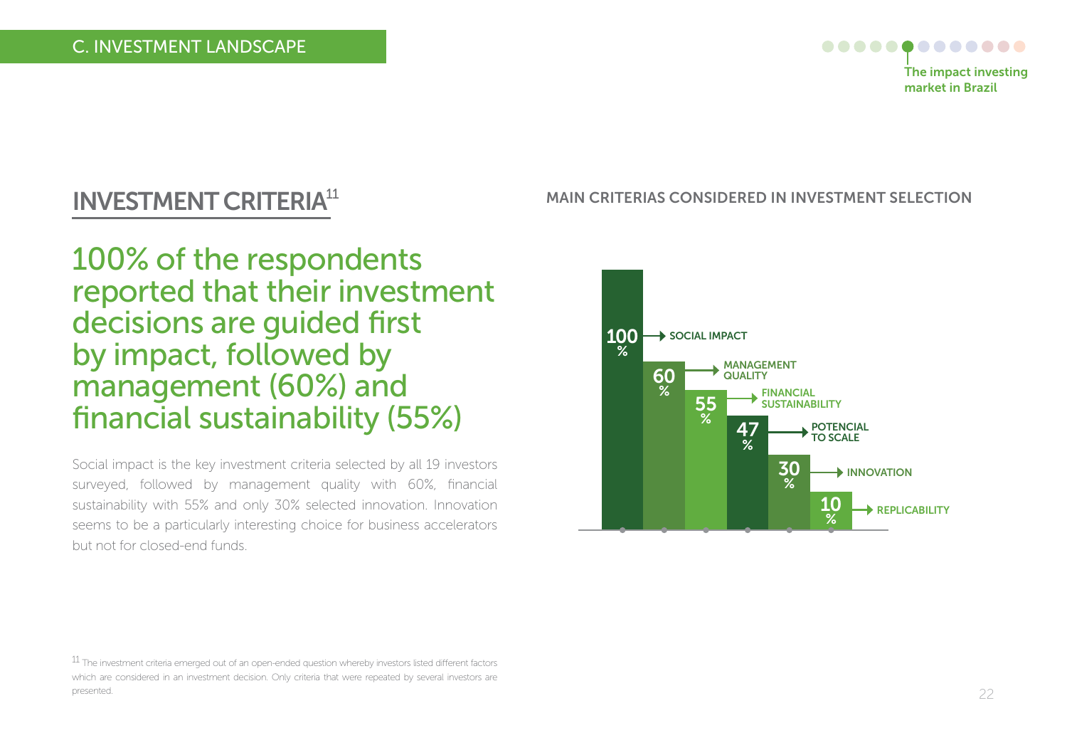# INVESTMENT CRITERIA[11]

## 100% of the respondents reported that their investment decisions are guided first by impact, followed by management (60%) and financial sustainability (55%)

Social impact is the key investment criteria selected by all 19 investors surveyed, followed by management quality with 60%, financial sustainability with 55% and only 30% selected innovation. Innovation seems to be a particularly interesting choice for business accelerators but not for closed-end funds.

### MAIN CRITERIAS CONSIDERED IN INVESTMENT SELECTION

| Criteria | % |
|---|---|
| SOCIAL IMPACT | 100% |
| MANAGEMENT QUALITY | 60% |
| FINANCIAL SUSTAINABILITY | 55% |
| POTENCIAL TO SCALE | 47% |
| INNOVATION | 30% |
| REPLICABILITY | 10% |

[11] The investment criteria emerged out of an open-ended question whereby investors listed different factors which are considered in an investment decision. Only criteria that were repeated by several investors are presented.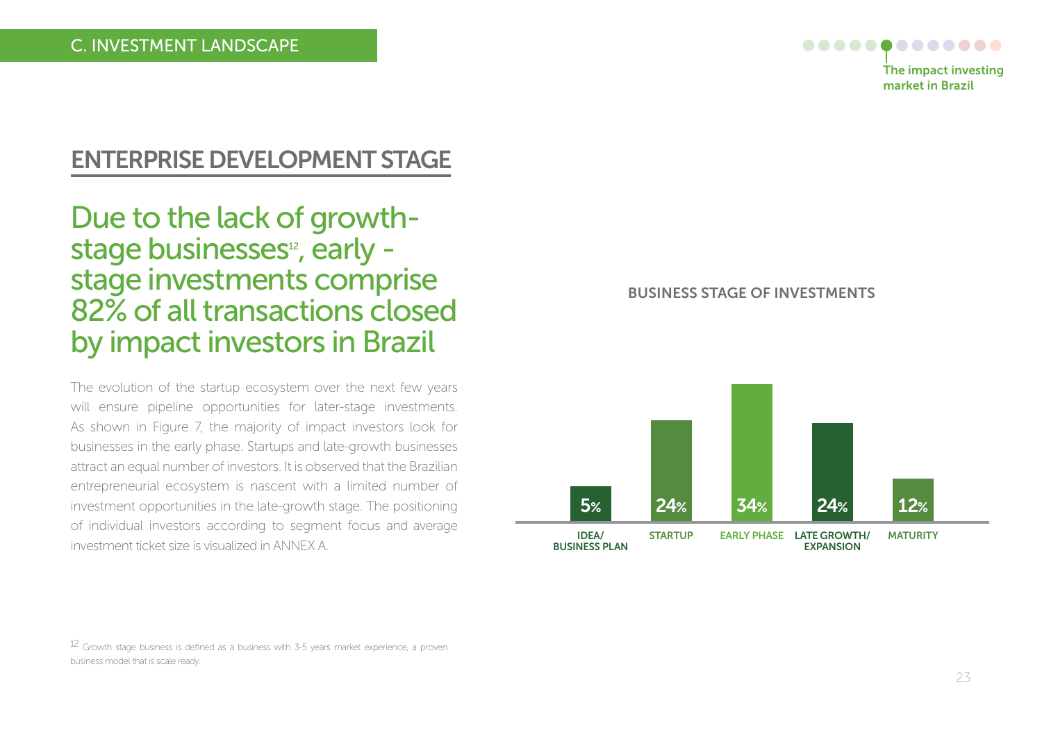## ENTERPRISE DEVELOPMENT STAGE

# Due to the lack of growth-stage businesses[12], early - stage investments comprise 82% of all transactions closed by impact investors in Brazil

The evolution of the startup ecosystem over the next few years will ensure pipeline opportunities for later-stage investments. As shown in Figure 7, the majority of impact investors look for businesses in the early phase. Startups and late-growth businesses attract an equal number of investors. It is observed that the Brazilian entrepreneurial ecosystem is nascent with a limited number of investment opportunities in the late-growth stage. The positioning of individual investors according to segment focus and average investment ticket size is visualized in ANNEX A.

**BUSINESS STAGE OF INVESTMENTS**

| IDEA/ BUSINESS PLAN | STARTUP | EARLY PHASE | LATE GROWTH/ EXPANSION | MATURITY |
|---|---|---|---|---|
| 5% | 24% | 34% | 24% | 12% |

[12] Growth stage business is defined as a business with 3-5 years market experience, a proven business model that is scale ready.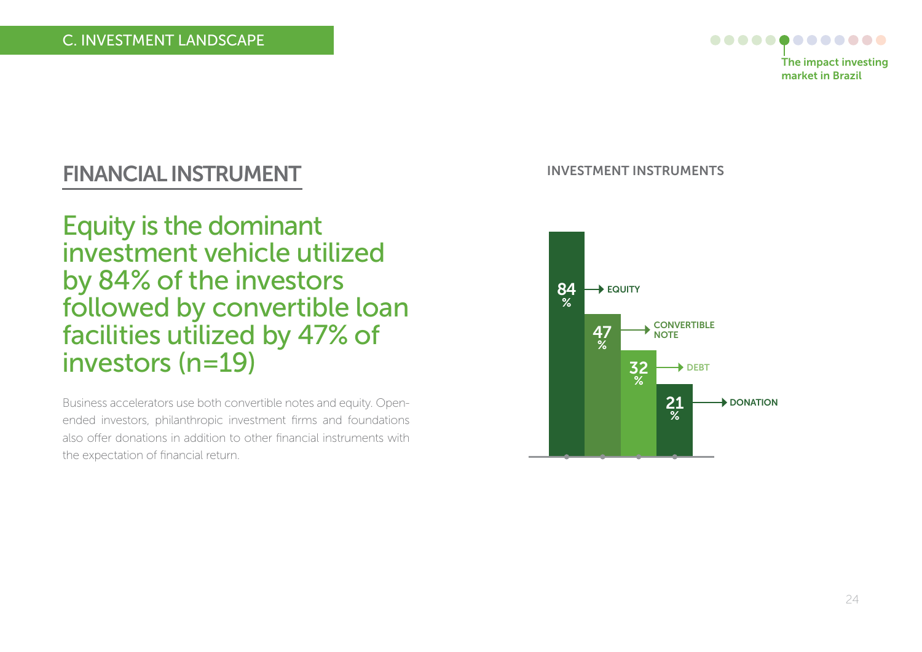C. INVESTMENT LANDSCAPE

## FINANCIAL INSTRUMENT

### Equity is the dominant investment vehicle utilized by 84% of the investors followed by convertible loan facilities utilized by 47% of investors (n=19)

Business accelerators use both convertible notes and equity. Open-ended investors, philanthropic investment firms and foundations also offer donations in addition to other financial instruments with the expectation of financial return.

**INVESTMENT INSTRUMENTS**

| Instrument | % |
| --- | --- |
| EQUITY | 84% |
| CONVERTIBLE NOTE | 47% |
| DEBT | 32% |
| DONATION | 21% |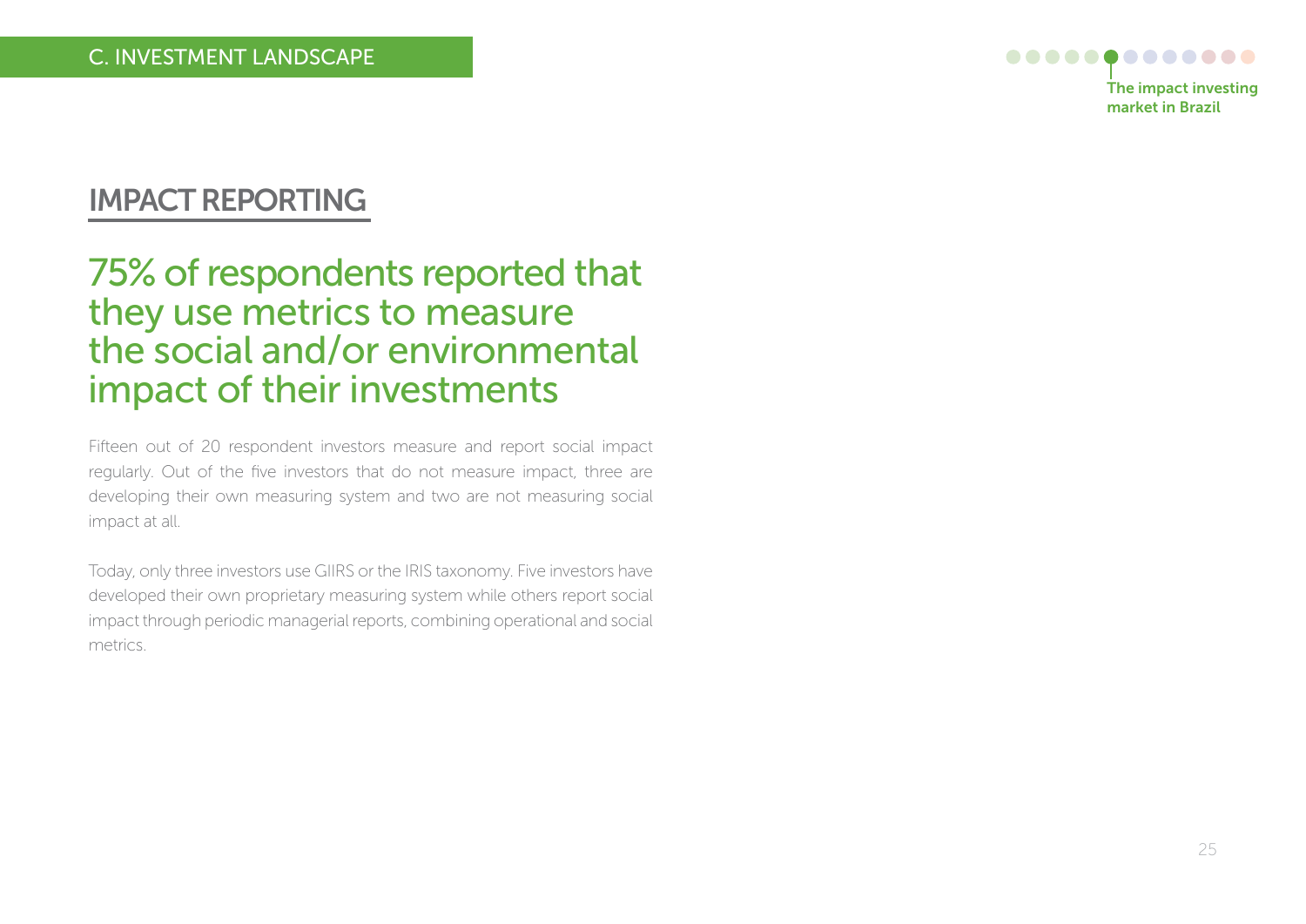## IMPACT REPORTING

### 75% of respondents reported that they use metrics to measure the social and/or environmental impact of their investments

Fifteen out of 20 respondent investors measure and report social impact regularly. Out of the five investors that do not measure impact, three are developing their own measuring system and two are not measuring social impact at all.

Today, only three investors use GIIRS or the IRIS taxonomy. Five investors have developed their own proprietary measuring system while others report social impact through periodic managerial reports, combining operational and social metrics.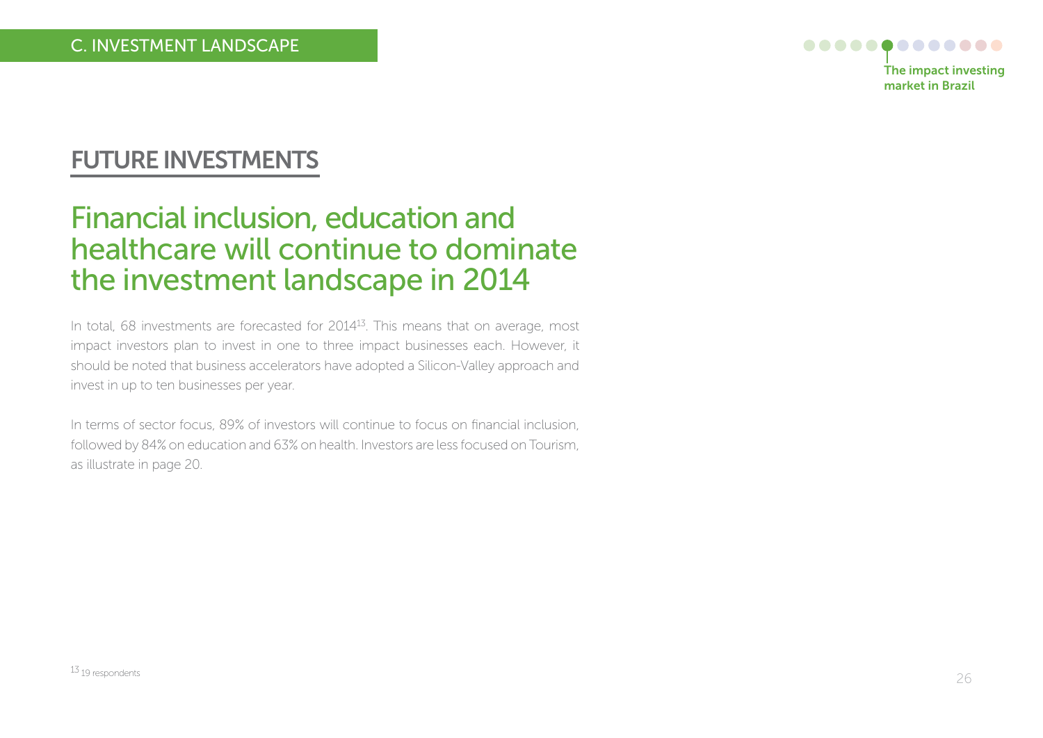## FUTURE INVESTMENTS

# Financial inclusion, education and healthcare will continue to dominate the investment landscape in 2014

In total, 68 investments are forecasted for 2014[13]. This means that on average, most impact investors plan to invest in one to three impact businesses each. However, it should be noted that business accelerators have adopted a Silicon-Valley approach and invest in up to ten businesses per year.

In terms of sector focus, 89% of investors will continue to focus on financial inclusion, followed by 84% on education and 63% on health. Investors are less focused on Tourism, as illustrate in page 20.

[13] 19 respondents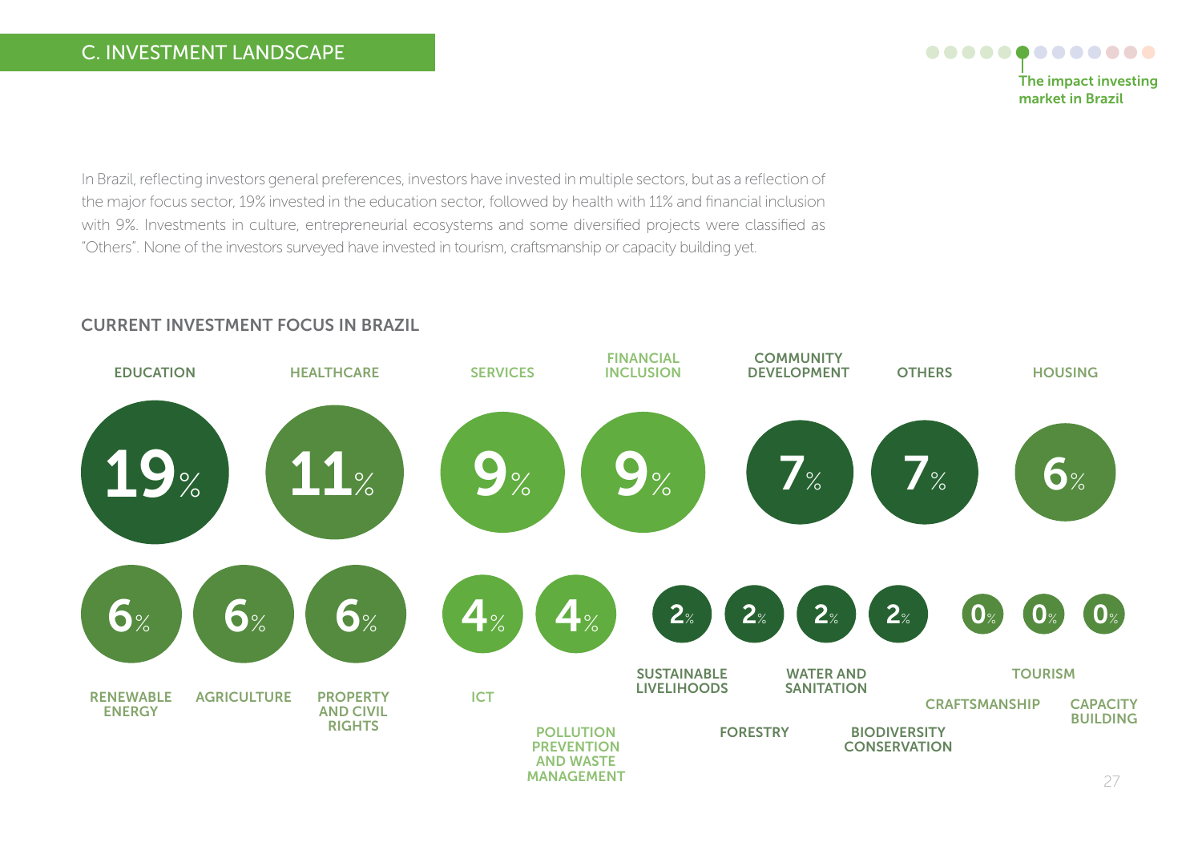## C. INVESTMENT LANDSCAPE

In Brazil, reflecting investors general preferences, investors have invested in multiple sectors, but as a reflection of the major focus sector, 19% invested in the education sector, followed by health with 11% and financial inclusion with 9%. Investments in culture, entrepreneurial ecosystems and some diversified projects were classified as "Others". None of the investors surveyed have invested in tourism, craftsmanship or capacity building yet.

### CURRENT INVESTMENT FOCUS IN BRAZIL

| Sector | % |
|---|---|
| EDUCATION | 19% |
| HEALTHCARE | 11% |
| SERVICES | 9% |
| FINANCIAL INCLUSION | 9% |
| COMMUNITY DEVELOPMENT | 7% |
| OTHERS | 7% |
| HOUSING | 6% |
| RENEWABLE ENERGY | 6% |
| AGRICULTURE | 6% |
| PROPERTY AND CIVIL RIGHTS | 6% |
| ICT | 4% |
| POLLUTION PREVENTION AND WASTE MANAGEMENT | 4% |
| SUSTAINABLE LIVELIHOODS | 2% |
| FORESTRY | 2% |
| WATER AND SANITATION | 2% |
| BIODIVERSITY CONSERVATION | 2% |
| CRAFTSMANSHIP | 0% |
| TOURISM | 0% |
| CAPACITY BUILDING | 0% |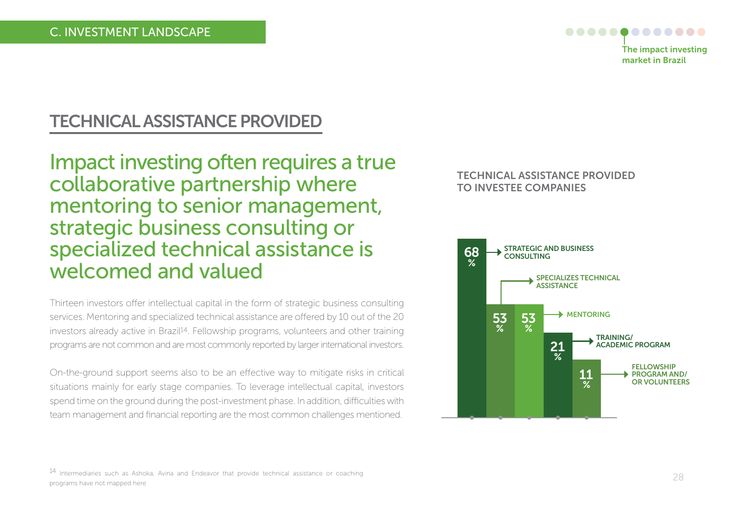## TECHNICAL ASSISTANCE PROVIDED

### Impact investing often requires a true collaborative partnership where mentoring to senior management, strategic business consulting or specialized technical assistance is welcomed and valued

Thirteen investors offer intellectual capital in the form of strategic business consulting services. Mentoring and specialized technical assistance are offered by 10 out of the 20 investors already active in Brazil[14]. Fellowship programs, volunteers and other training programs are not common and are most commonly reported by larger international investors.

On-the-ground support seems also to be an effective way to mitigate risks in critical situations mainly for early stage companies. To leverage intellectual capital, investors spend time on the ground during the post-investment phase. In addition, difficulties with team management and financial reporting are the most common challenges mentioned.

**TECHNICAL ASSISTANCE PROVIDED TO INVESTEE COMPANIES**

| Type | % |
|---|---|
| STRATEGIC AND BUSINESS CONSULTING | 68% |
| SPECIALIZES TECHNICAL ASSISTANCE | 53% |
| MENTORING | 53% |
| TRAINING/ ACADEMIC PROGRAM | 21% |
| FELLOWSHIP PROGRAM AND/ OR VOLUNTEERS | 11% |

[14] Intermediaries such as Ashoka, Avina and Endeavor that provide technical assistance or coaching programs have not mapped here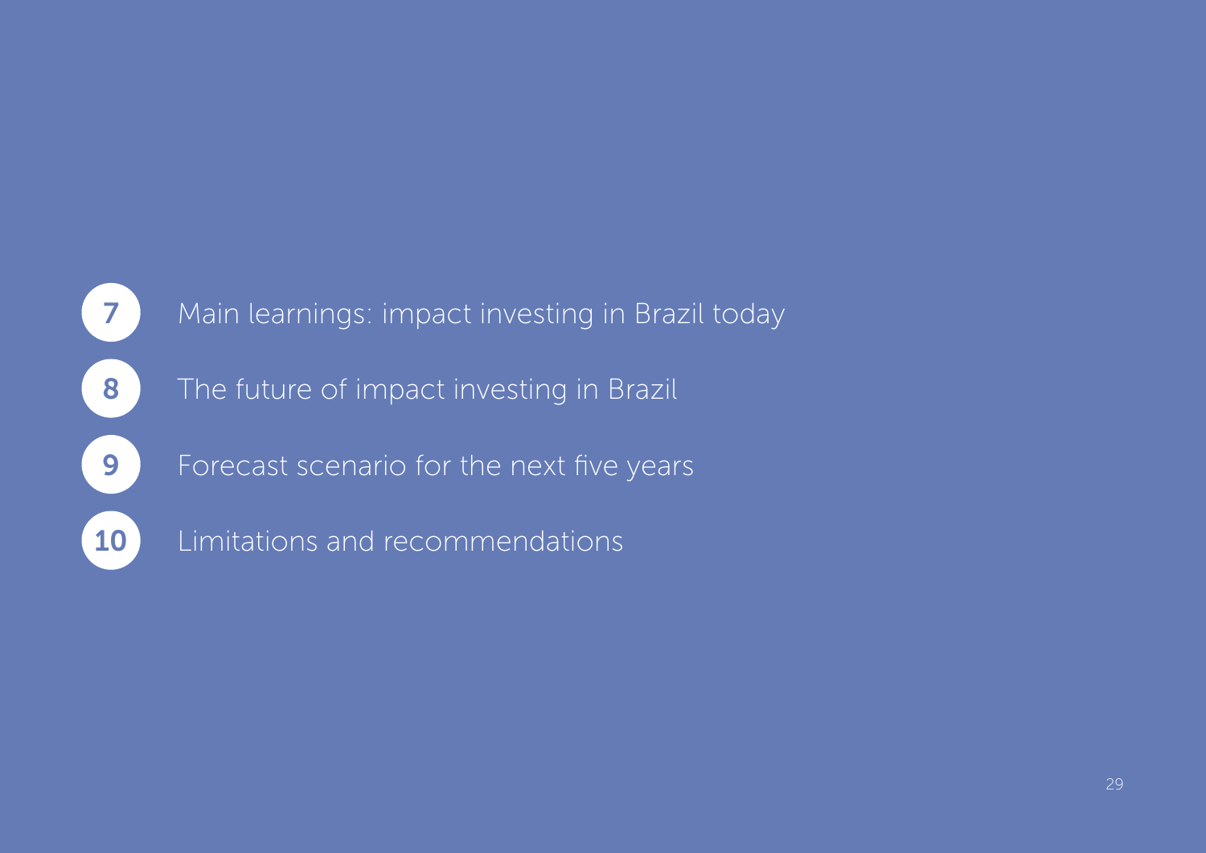7. Main learnings: impact investing in Brazil today
8. The future of impact investing in Brazil
9. Forecast scenario for the next five years
10. Limitations and recommendations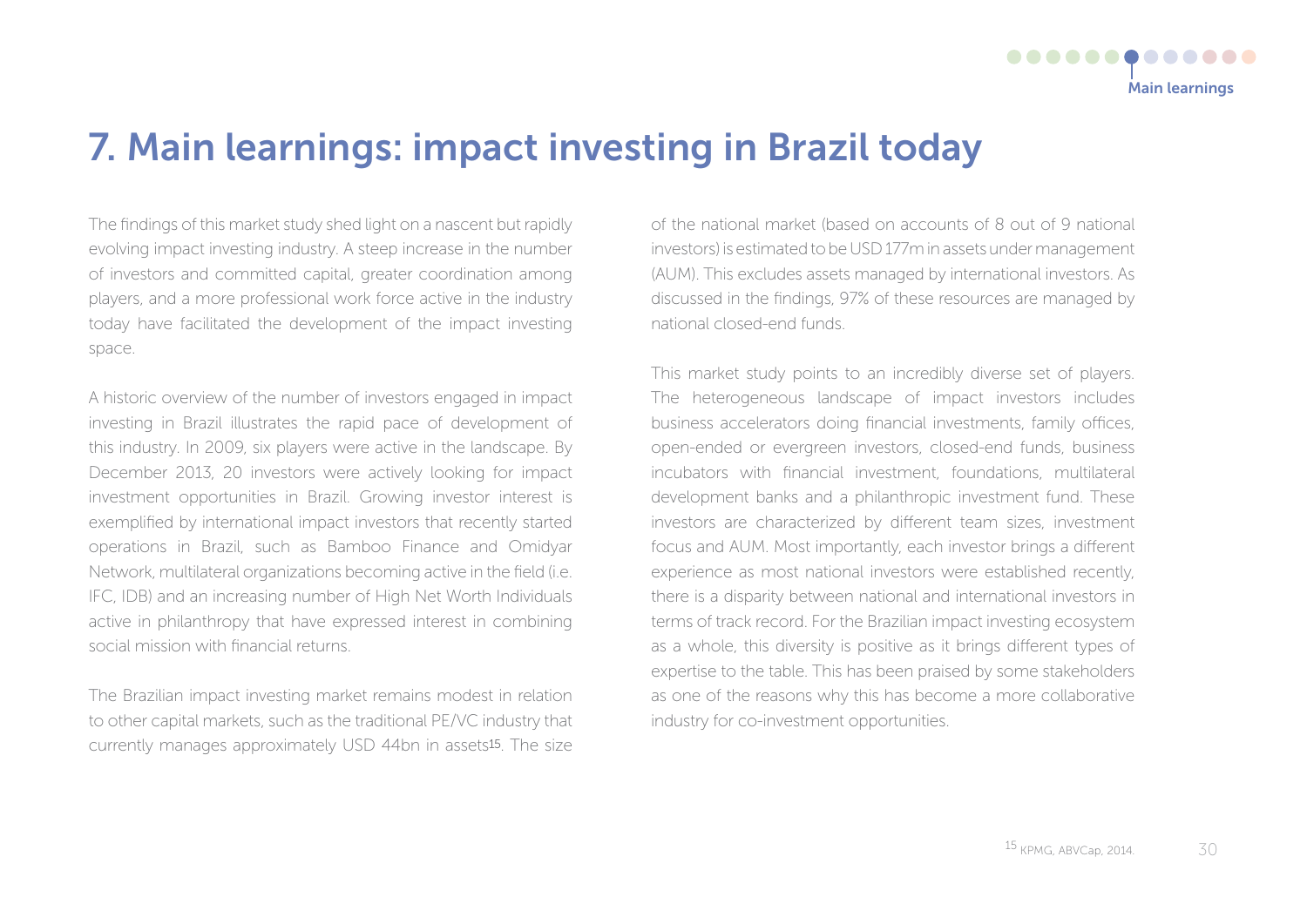# 7. Main learnings: impact investing in Brazil today

The findings of this market study shed light on a nascent but rapidly evolving impact investing industry. A steep increase in the number of investors and committed capital, greater coordination among players, and a more professional work force active in the industry today have facilitated the development of the impact investing space.

A historic overview of the number of investors engaged in impact investing in Brazil illustrates the rapid pace of development of this industry. In 2009, six players were active in the landscape. By December 2013, 20 investors were actively looking for impact investment opportunities in Brazil. Growing investor interest is exemplified by international impact investors that recently started operations in Brazil, such as Bamboo Finance and Omidyar Network, multilateral organizations becoming active in the field (i.e. IFC, IDB) and an increasing number of High Net Worth Individuals active in philanthropy that have expressed interest in combining social mission with financial returns.

The Brazilian impact investing market remains modest in relation to other capital markets, such as the traditional PE/VC industry that currently manages approximately USD 44bn in assets[15]. The size of the national market (based on accounts of 8 out of 9 national investors) is estimated to be USD 177m in assets under management (AUM). This excludes assets managed by international investors. As discussed in the findings, 97% of these resources are managed by national closed-end funds.

This market study points to an incredibly diverse set of players. The heterogeneous landscape of impact investors includes business accelerators doing financial investments, family offices, open-ended or evergreen investors, closed-end funds, business incubators with financial investment, foundations, multilateral development banks and a philanthropic investment fund. These investors are characterized by different team sizes, investment focus and AUM. Most importantly, each investor brings a different experience as most national investors were established recently, there is a disparity between national and international investors in terms of track record. For the Brazilian impact investing ecosystem as a whole, this diversity is positive as it brings different types of expertise to the table. This has been praised by some stakeholders as one of the reasons why this has become a more collaborative industry for co-investment opportunities.

[15] KPMG, ABVCap, 2014.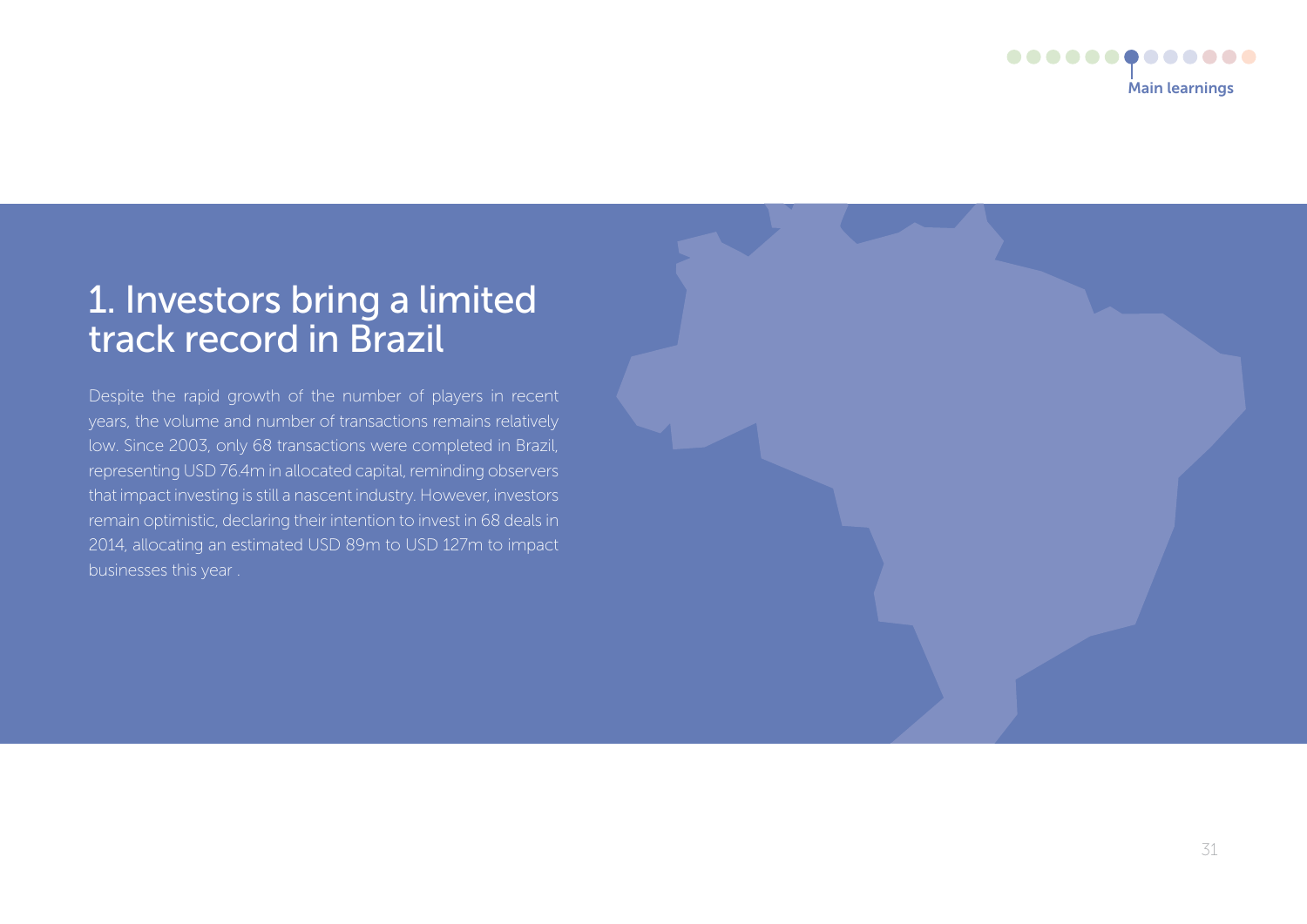# 1. Investors bring a limited track record in Brazil

Despite the rapid growth of the number of players in recent years, the volume and number of transactions remains relatively low. Since 2003, only 68 transactions were completed in Brazil, representing USD 76.4m in allocated capital, reminding observers that impact investing is still a nascent industry. However, investors remain optimistic, declaring their intention to invest in 68 deals in 2014, allocating an estimated USD 89m to USD 127m to impact businesses this year .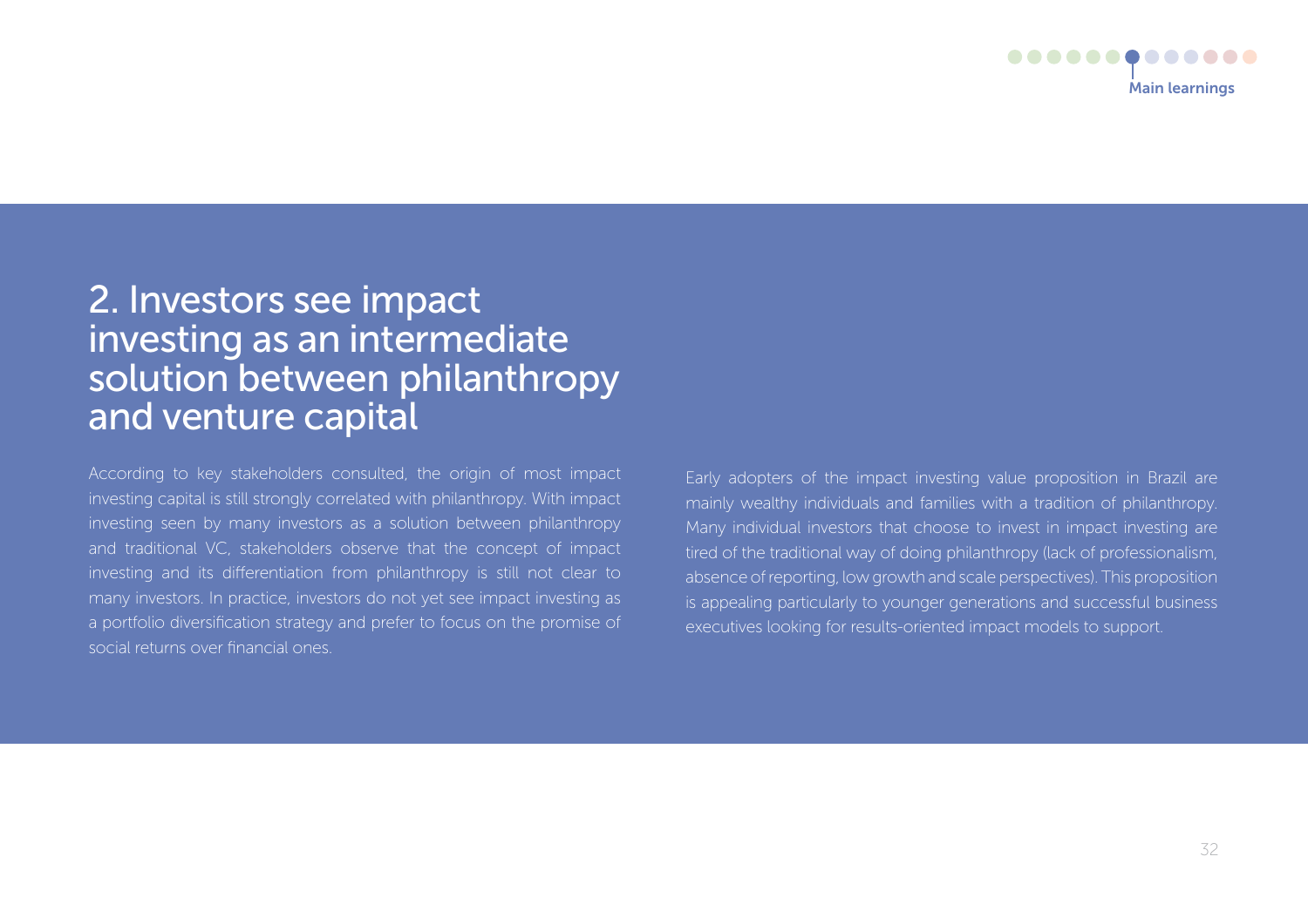## 2. Investors see impact investing as an intermediate solution between philanthropy and venture capital

According to key stakeholders consulted, the origin of most impact investing capital is still strongly correlated with philanthropy. With impact investing seen by many investors as a solution between philanthropy and traditional VC, stakeholders observe that the concept of impact investing and its differentiation from philanthropy is still not clear to many investors. In practice, investors do not yet see impact investing as a portfolio diversification strategy and prefer to focus on the promise of social returns over financial ones.

Early adopters of the impact investing value proposition in Brazil are mainly wealthy individuals and families with a tradition of philanthropy. Many individual investors that choose to invest in impact investing are tired of the traditional way of doing philanthropy (lack of professionalism, absence of reporting, low growth and scale perspectives). This proposition is appealing particularly to younger generations and successful business executives looking for results-oriented impact models to support.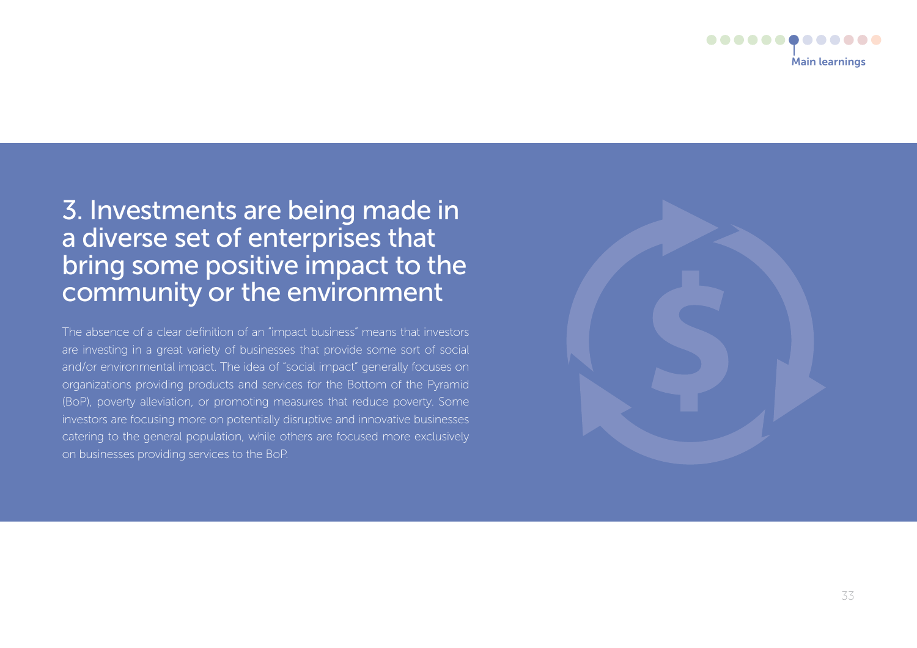## 3. Investments are being made in a diverse set of enterprises that bring some positive impact to the community or the environment

The absence of a clear definition of an "impact business" means that investors are investing in a great variety of businesses that provide some sort of social and/or environmental impact. The idea of "social impact" generally focuses on organizations providing products and services for the Bottom of the Pyramid (BoP), poverty alleviation, or promoting measures that reduce poverty. Some investors are focusing more on potentially disruptive and innovative businesses catering to the general population, while others are focused more exclusively on businesses providing services to the BoP.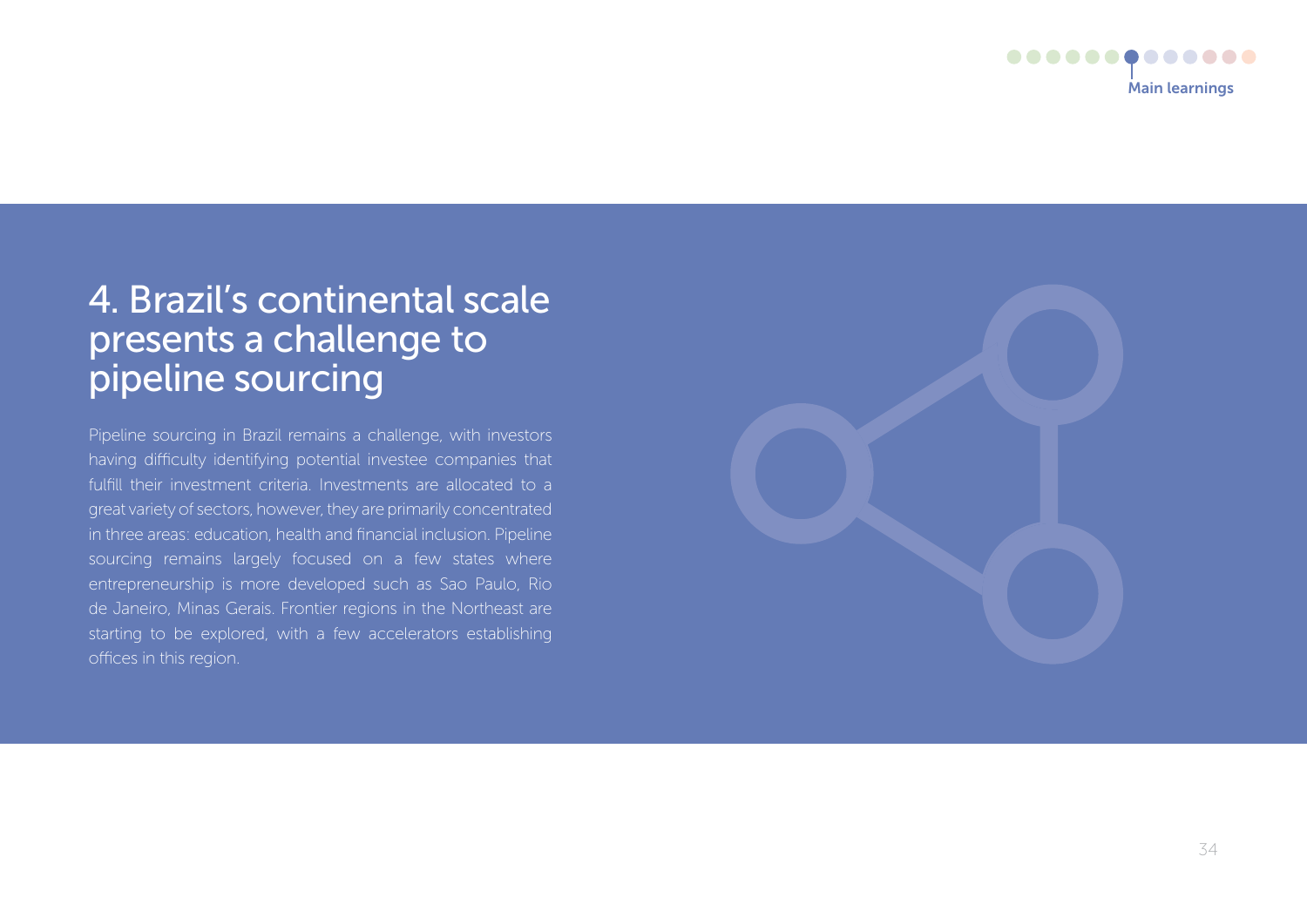# 4. Brazil's continental scale presents a challenge to pipeline sourcing

Pipeline sourcing in Brazil remains a challenge, with investors having difficulty identifying potential investee companies that fulfill their investment criteria. Investments are allocated to a great variety of sectors, however, they are primarily concentrated in three areas: education, health and financial inclusion. Pipeline sourcing remains largely focused on a few states where entrepreneurship is more developed such as Sao Paulo, Rio de Janeiro, Minas Gerais. Frontier regions in the Northeast are starting to be explored, with a few accelerators establishing offices in this region.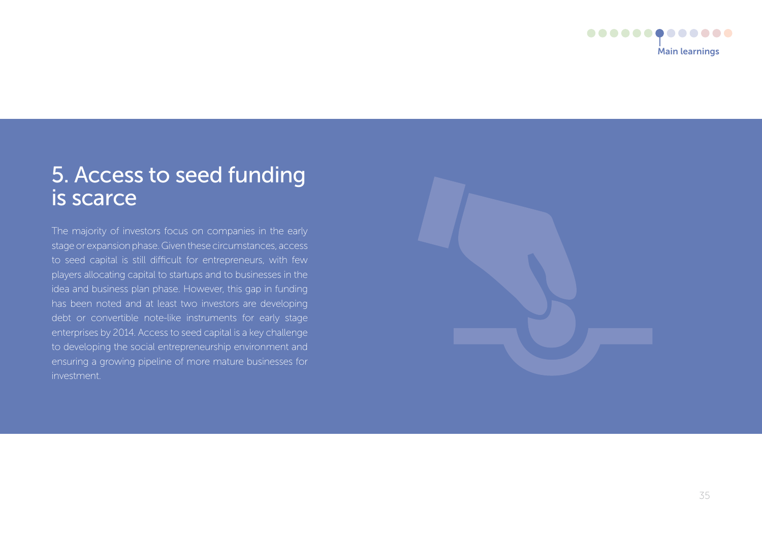## 5. Access to seed funding is scarce

The majority of investors focus on companies in the early stage or expansion phase. Given these circumstances, access to seed capital is still difficult for entrepreneurs, with few players allocating capital to startups and to businesses in the idea and business plan phase. However, this gap in funding has been noted and at least two investors are developing debt or convertible note-like instruments for early stage enterprises by 2014. Access to seed capital is a key challenge to developing the social entrepreneurship environment and ensuring a growing pipeline of more mature businesses for investment.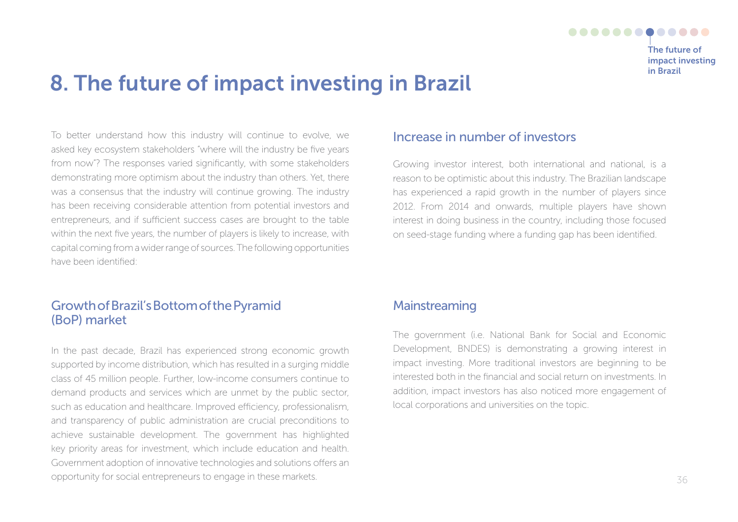# 8. The future of impact investing in Brazil

To better understand how this industry will continue to evolve, we asked key ecosystem stakeholders "where will the industry be five years from now"? The responses varied significantly, with some stakeholders demonstrating more optimism about the industry than others. Yet, there was a consensus that the industry will continue growing. The industry has been receiving considerable attention from potential investors and entrepreneurs, and if sufficient success cases are brought to the table within the next five years, the number of players is likely to increase, with capital coming from a wider range of sources. The following opportunities have been identified:

## Growth of Brazil's Bottom of the Pyramid (BoP) market

In the past decade, Brazil has experienced strong economic growth supported by income distribution, which has resulted in a surging middle class of 45 million people. Further, low-income consumers continue to demand products and services which are unmet by the public sector, such as education and healthcare. Improved efficiency, professionalism, and transparency of public administration are crucial preconditions to achieve sustainable development. The government has highlighted key priority areas for investment, which include education and health. Government adoption of innovative technologies and solutions offers an opportunity for social entrepreneurs to engage in these markets.

## Increase in number of investors

Growing investor interest, both international and national, is a reason to be optimistic about this industry. The Brazilian landscape has experienced a rapid growth in the number of players since 2012. From 2014 and onwards, multiple players have shown interest in doing business in the country, including those focused on seed-stage funding where a funding gap has been identified.

## Mainstreaming

The government (i.e. National Bank for Social and Economic Development, BNDES) is demonstrating a growing interest in impact investing. More traditional investors are beginning to be interested both in the financial and social return on investments. In addition, impact investors has also noticed more engagement of local corporations and universities on the topic.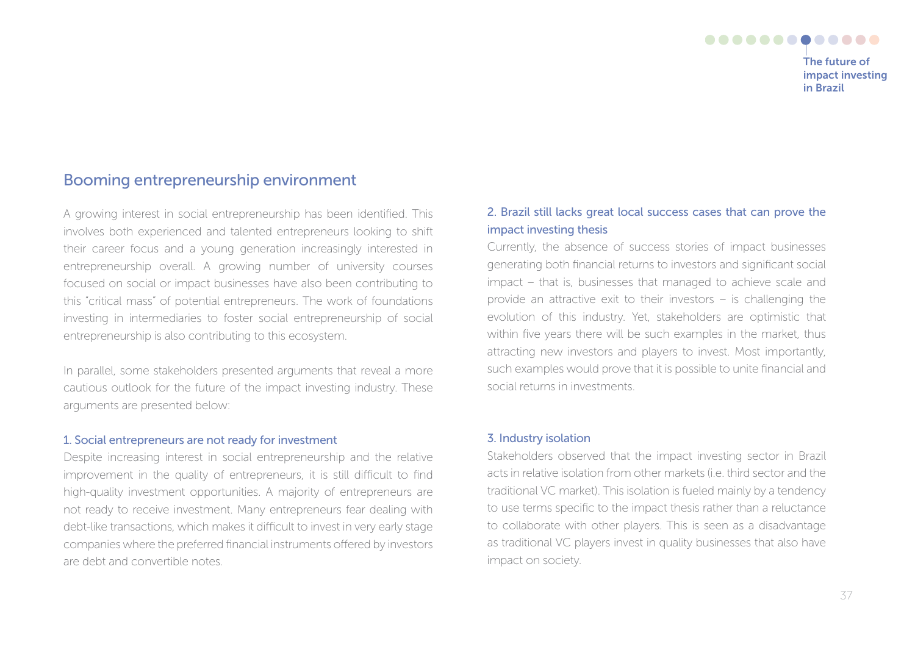## Booming entrepreneurship environment

A growing interest in social entrepreneurship has been identified. This involves both experienced and talented entrepreneurs looking to shift their career focus and a young generation increasingly interested in entrepreneurship overall. A growing number of university courses focused on social or impact businesses have also been contributing to this "critical mass" of potential entrepreneurs. The work of foundations investing in intermediaries to foster social entrepreneurship of social entrepreneurship is also contributing to this ecosystem.

In parallel, some stakeholders presented arguments that reveal a more cautious outlook for the future of the impact investing industry. These arguments are presented below:

### 1. Social entrepreneurs are not ready for investment

Despite increasing interest in social entrepreneurship and the relative improvement in the quality of entrepreneurs, it is still difficult to find high-quality investment opportunities. A majority of entrepreneurs are not ready to receive investment. Many entrepreneurs fear dealing with debt-like transactions, which makes it difficult to invest in very early stage companies where the preferred financial instruments offered by investors are debt and convertible notes.

### 2. Brazil still lacks great local success cases that can prove the impact investing thesis

Currently, the absence of success stories of impact businesses generating both financial returns to investors and significant social impact – that is, businesses that managed to achieve scale and provide an attractive exit to their investors – is challenging the evolution of this industry. Yet, stakeholders are optimistic that within five years there will be such examples in the market, thus attracting new investors and players to invest. Most importantly, such examples would prove that it is possible to unite financial and social returns in investments.

### 3. Industry isolation

Stakeholders observed that the impact investing sector in Brazil acts in relative isolation from other markets (i.e. third sector and the traditional VC market). This isolation is fueled mainly by a tendency to use terms specific to the impact thesis rather than a reluctance to collaborate with other players. This is seen as a disadvantage as traditional VC players invest in quality businesses that also have impact on society.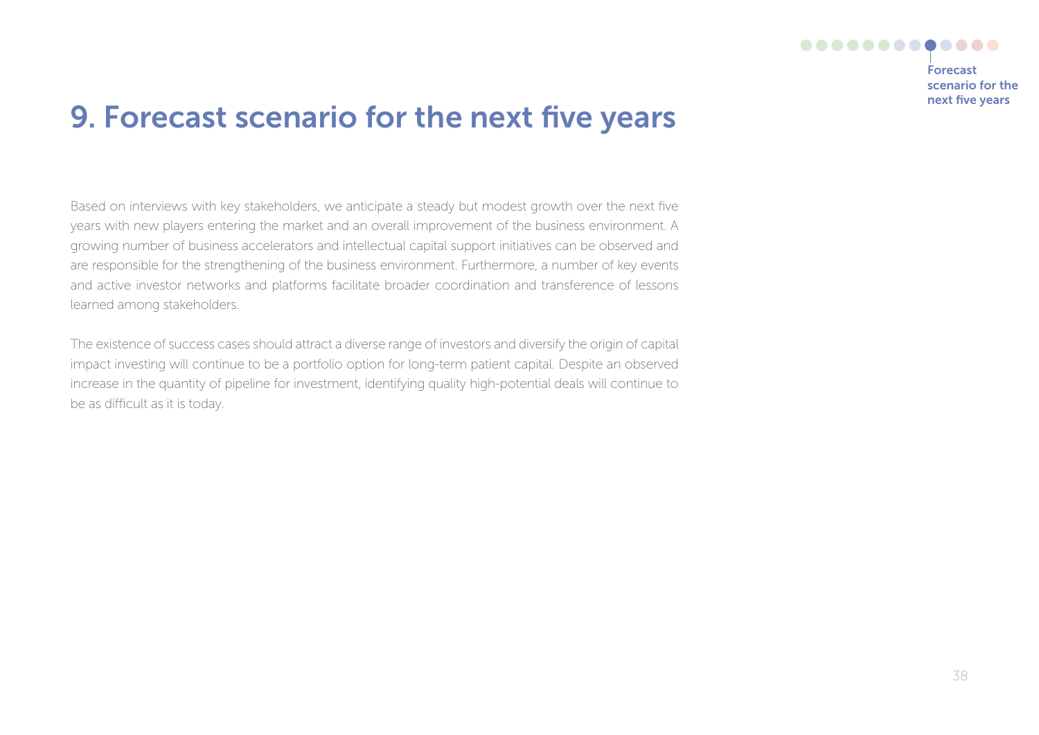# 9. Forecast scenario for the next five years

Based on interviews with key stakeholders, we anticipate a steady but modest growth over the next five years with new players entering the market and an overall improvement of the business environment. A growing number of business accelerators and intellectual capital support initiatives can be observed and are responsible for the strengthening of the business environment. Furthermore, a number of key events and active investor networks and platforms facilitate broader coordination and transference of lessons learned among stakeholders.

The existence of success cases should attract a diverse range of investors and diversify the origin of capital impact investing will continue to be a portfolio option for long-term patient capital. Despite an observed increase in the quantity of pipeline for investment, identifying quality high-potential deals will continue to be as difficult as it is today.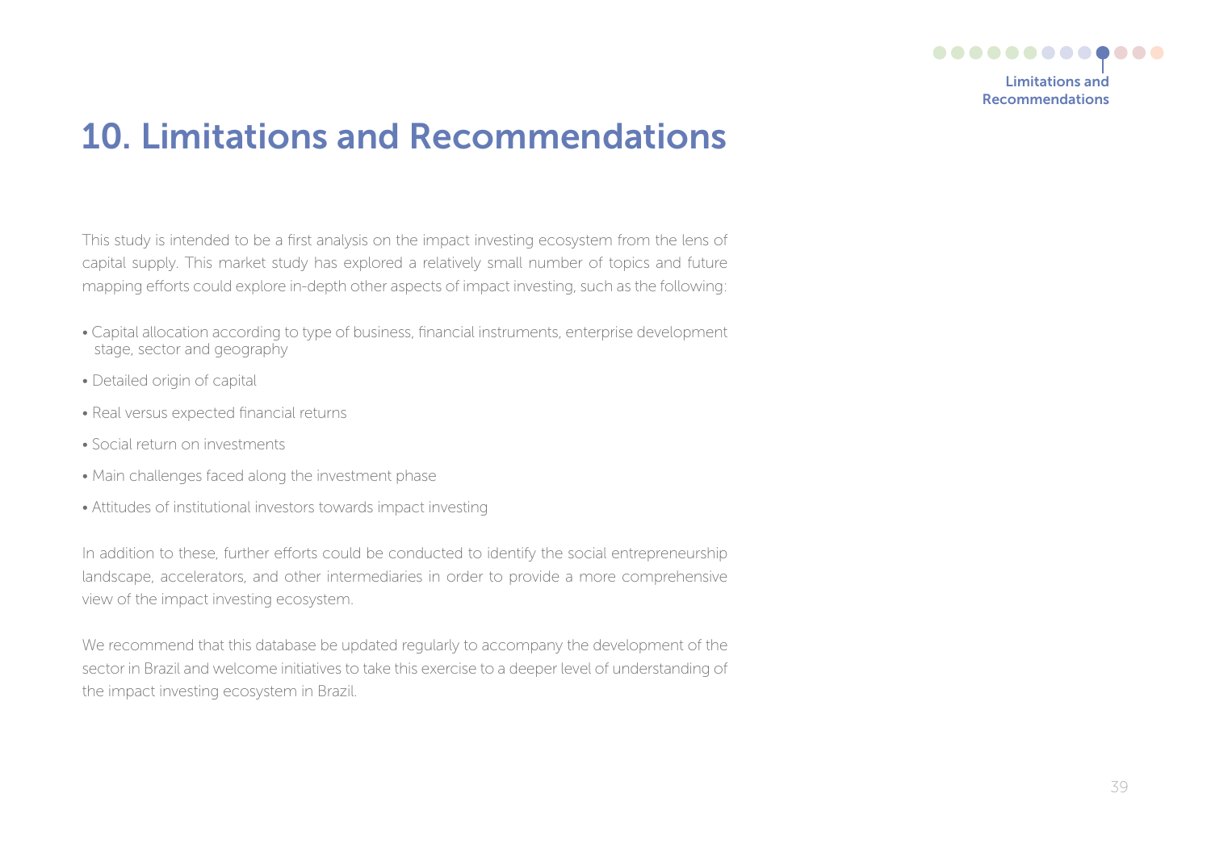# 10. Limitations and Recommendations

This study is intended to be a first analysis on the impact investing ecosystem from the lens of capital supply. This market study has explored a relatively small number of topics and future mapping efforts could explore in-depth other aspects of impact investing, such as the following:

- Capital allocation according to type of business, financial instruments, enterprise development stage, sector and geography
- Detailed origin of capital
- Real versus expected financial returns
- Social return on investments
- Main challenges faced along the investment phase
- Attitudes of institutional investors towards impact investing

In addition to these, further efforts could be conducted to identify the social entrepreneurship landscape, accelerators, and other intermediaries in order to provide a more comprehensive view of the impact investing ecosystem.

We recommend that this database be updated regularly to accompany the development of the sector in Brazil and welcome initiatives to take this exercise to a deeper level of understanding of the impact investing ecosystem in Brazil.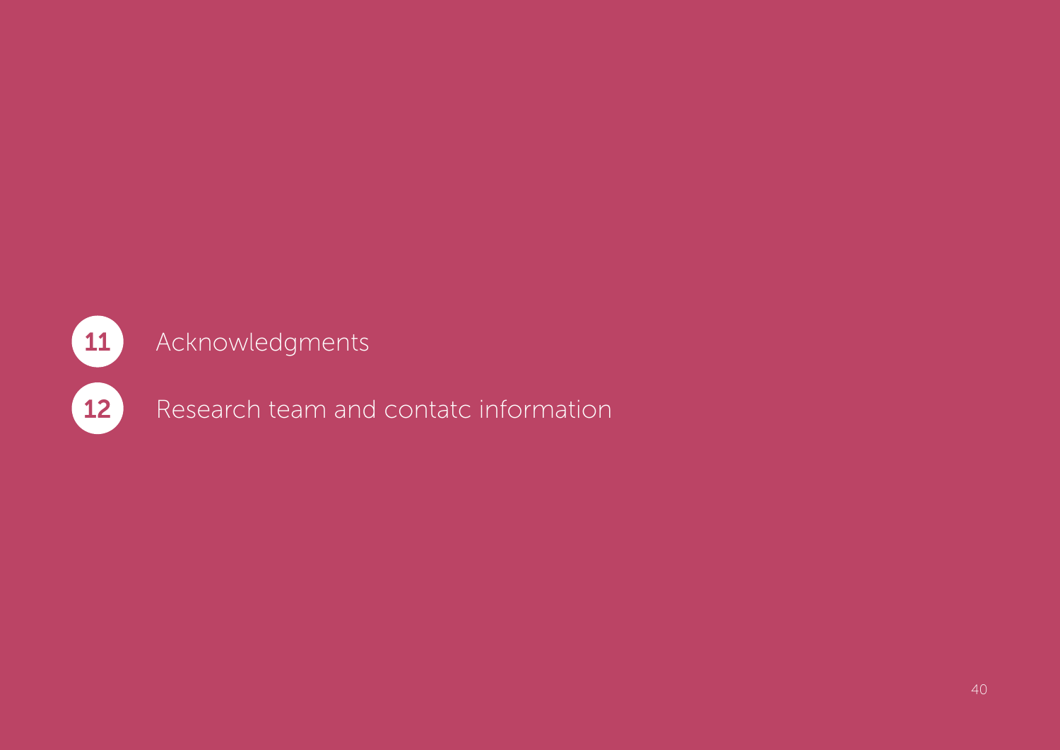11 Acknowledgments

12 Research team and contatc information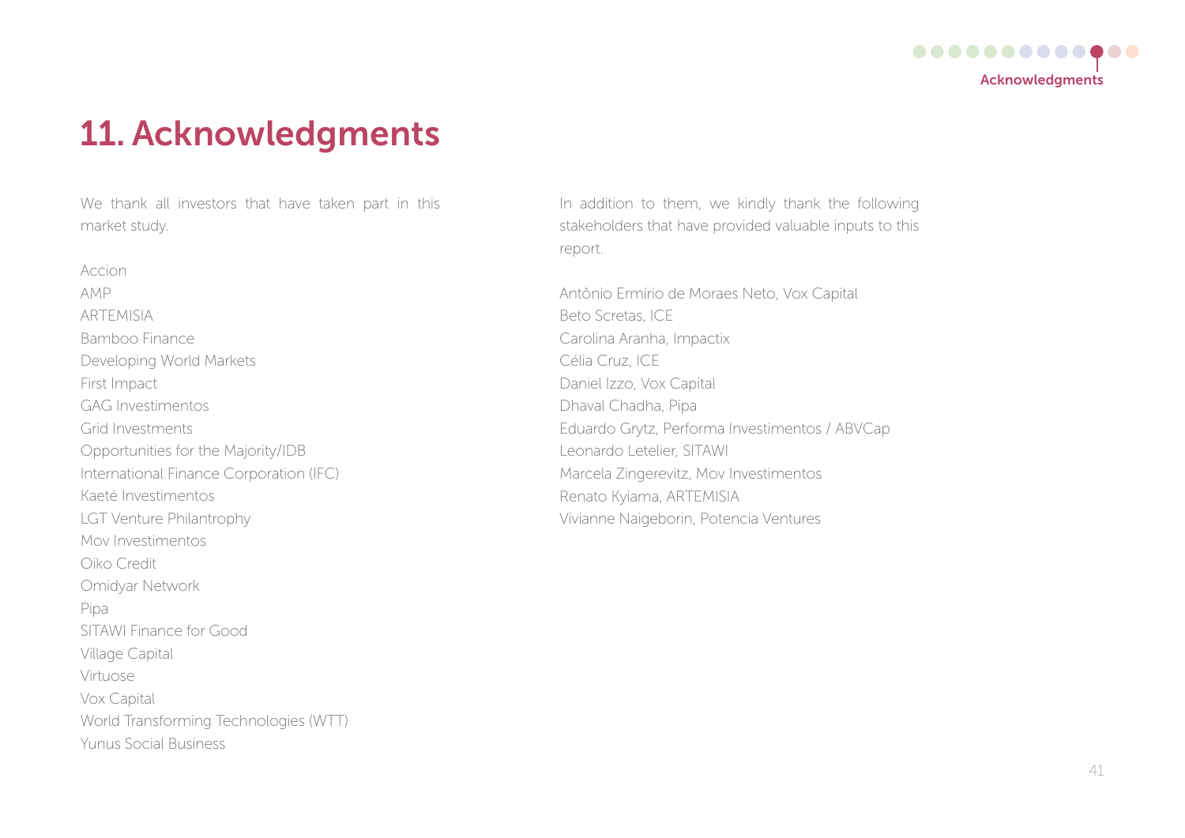# 11. Acknowledgments

We thank all investors that have taken part in this market study.

Accion
AMP
ARTEMISIA
Bamboo Finance
Developing World Markets
First Impact
GAG Investimentos
Grid Investments
Opportunities for the Majority/IDB
International Finance Corporation (IFC)
Kaeté Investimentos
LGT Venture Philantrophy
Mov Investimentos
Oiko Credit
Omidyar Network
Pipa
SITAWI Finance for Good
Village Capital
Virtuose
Vox Capital
World Transforming Technologies (WTT)
Yunus Social Business

In addition to them, we kindly thank the following stakeholders that have provided valuable inputs to this report.

Antônio Ermírio de Moraes Neto, Vox Capital
Beto Scretas, ICE
Carolina Aranha, Impactix
Célia Cruz, ICE
Daniel Izzo, Vox Capital
Dhaval Chadha, Pipa
Eduardo Grytz, Performa Investimentos / ABVCap
Leonardo Letelier, SITAWI
Marcela Zingerevitz, Mov Investimentos
Renato Kyiama, ARTEMISIA
Vivianne Naigeborin, Potencia Ventures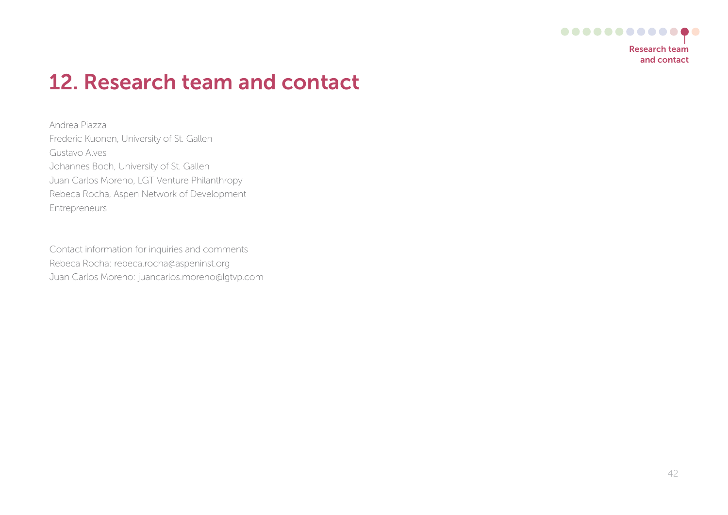# 12. Research team and contact

Andrea Piazza
Frederic Kuonen, University of St. Gallen
Gustavo Alves
Johannes Boch, University of St. Gallen
Juan Carlos Moreno, LGT Venture Philanthropy
Rebeca Rocha, Aspen Network of Development Entrepreneurs

Contact information for inquiries and comments
Rebeca Rocha: rebeca.rocha@aspeninst.org
Juan Carlos Moreno: juancarlos.moreno@lgtvp.com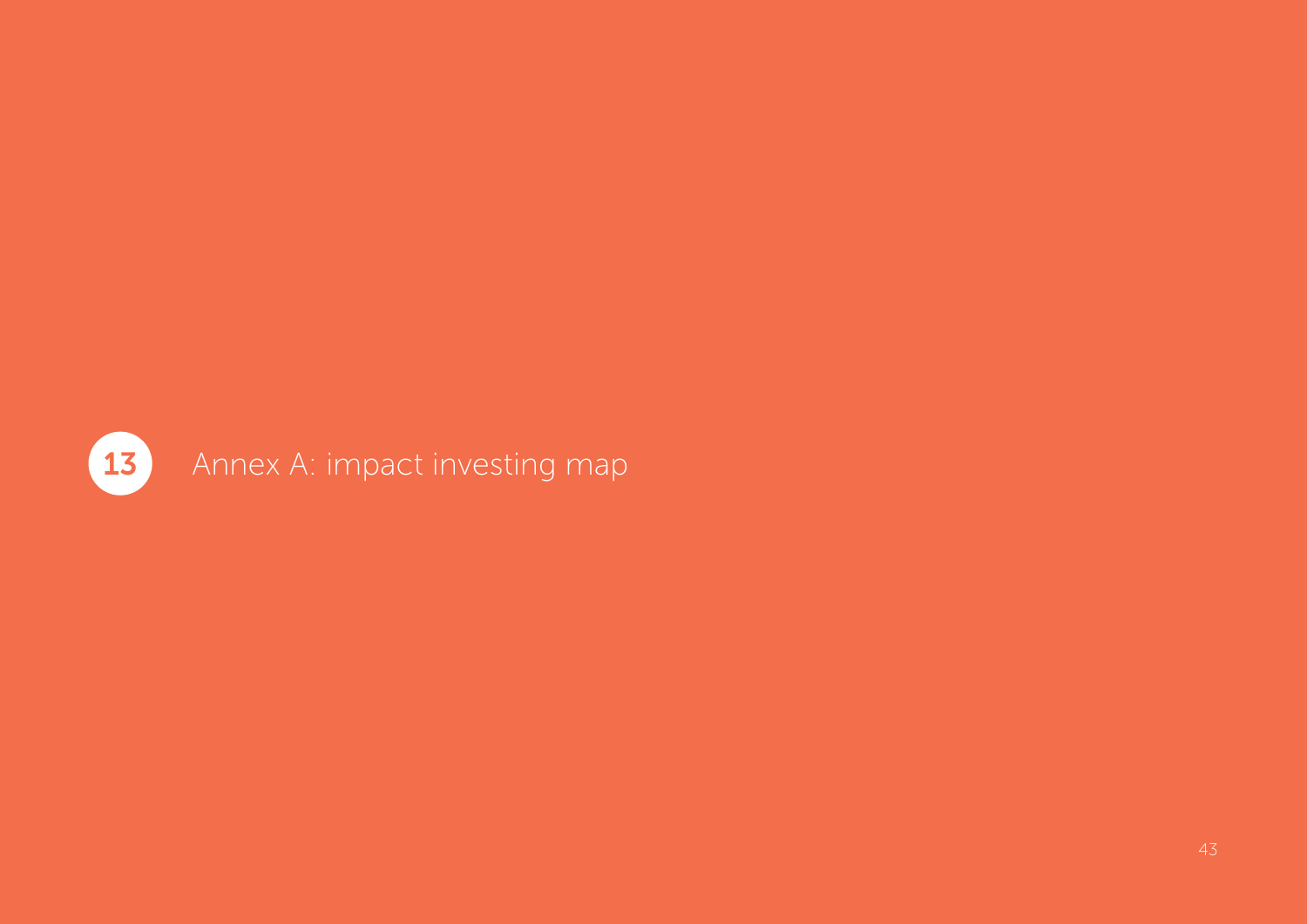# 13 Annex A: impact investing map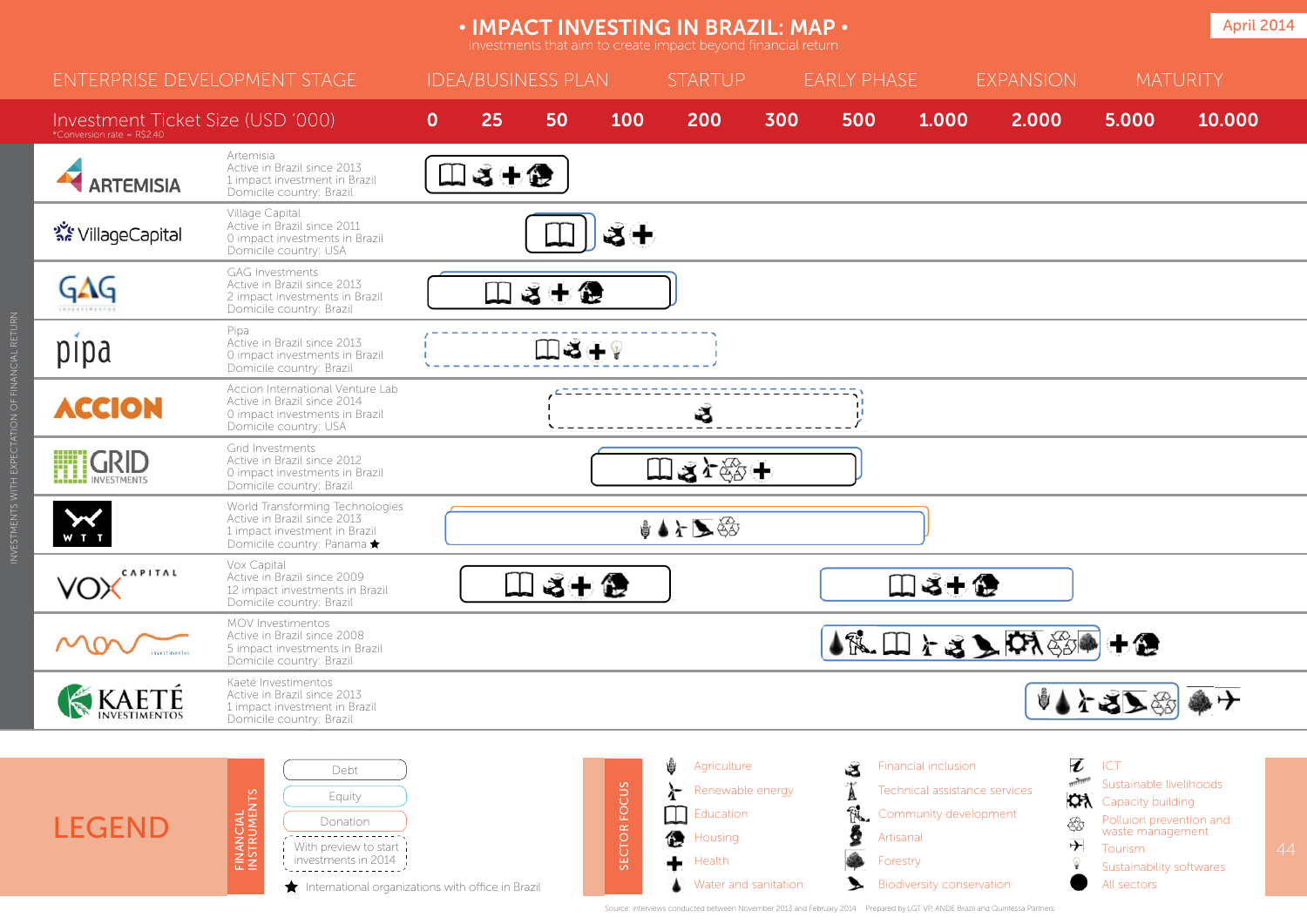# • IMPACT INVESTING IN BRAZIL: MAP •

Investments that aim to create impact beyond financial return

April 2014

| ENTERPRISE DEVELOPMENT STAGE | IDEA/BUSINESS PLAN | | | STARTUP | | EARLY PHASE | | EXPANSION | | MATURITY |
|---|---|---|---|---|---|---|---|---|---|---|
| Investment Ticket Size (USD '000) *Conversion rate = R$2.40 | 0 | 25 | 50 | 100 | 200 | 300 | 500 | 1.000 | 2.000 | 5.000 | 10.000 |

INVESTMENTS WITH EXPECTATION OF FINANCIAL RETURN

**Artemisia**
Active in Brazil since 2013
1 impact investment in Brazil
Domicile country: Brazil

**Village Capital**
Active in Brazil since 2011
0 impact investments in Brazil
Domicile country: USA

**GAG Investments**
Active in Brazil since 2013
2 impact investments in Brazil
Domicile country: Brazil

**Pipa**
Active in Brazil since 2013
0 impact investments in Brazil
Domicile country: Brazil

**Accion International Venture Lab**
Active in Brazil since 2014
0 impact investments in Brazil
Domicile country: USA

**Grid Investments**
Active in Brazil since 2012
0 impact investments in Brazil
Domicile country: Brazil

**World Transforming Technologies**
Active in Brazil since 2013
1 impact investment in Brazil
Domicile country: Panama ★

**Vox Capital**
Active in Brazil since 2009
12 impact investments in Brazil
Domicile country: Brazil

**MOV Investimentos**
Active in Brazil since 2008
5 impact investments in Brazil
Domicile country: Brazil

**Kaeté Investimentos**
Active in Brazil since 2013
1 impact investment in Brazil
Domicile country: Brazil

## LEGEND

**FINANCIAL INSTRUMENTS**
- Debt
- Equity
- Donation
- With preview to start investments in 2014
- ★ International organizations with office in Brazil

**SECTOR FOCUS**
- Agriculture
- Renewable energy
- Education
- Housing
- Health
- Water and sanitation
- Financial inclusion
- Technical assistance services
- Community development
- Artisanal
- Forestry
- Biodiversity conservation
- ICT
- Sustainable livelihoods
- Capacity building
- Polluion prevention and waste management
- Tourism
- Sustainability softwares
- All sectors

Source: interviews conducted between November 2013 and February 2014. Prepared by LGT VP, ANDE Brazil and Quintessa Partners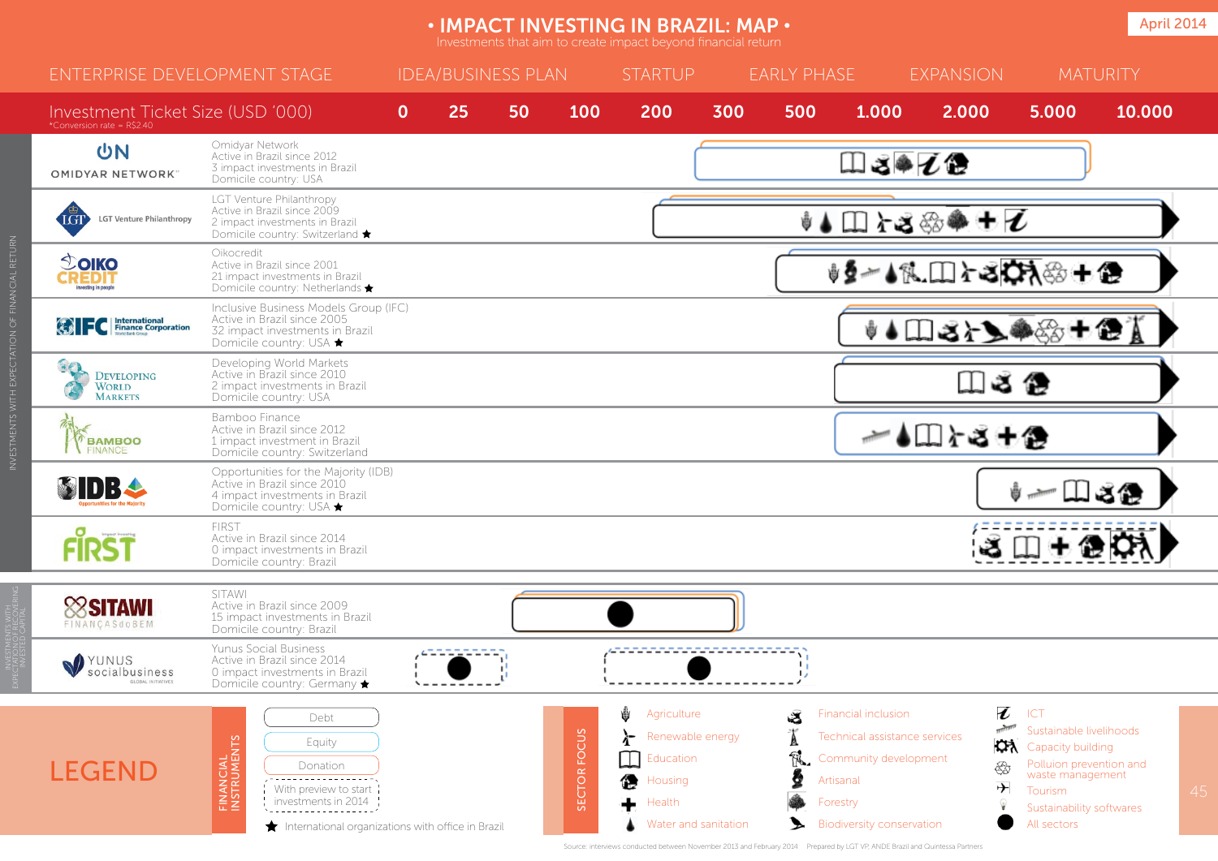# • IMPACT INVESTING IN BRAZIL: MAP •

Investments that aim to create impact beyond financial return

April 2014

| ENTERPRISE DEVELOPMENT STAGE | IDEA/BUSINESS PLAN | | | | STARTUP | | EARLY PHASE | | EXPANSION | | MATURITY |
|---|---|---|---|---|---|---|---|---|---|---|---|
| Investment Ticket Size (USD '000) *Conversion rate = R$2.40 | 0 | 25 | 50 | 100 | 200 | 300 | 500 | 1.000 | 2.000 | 5.000 | 10.000 |

**INVESTMENTS WITH EXPECTATION OF FINANCIAL RETURN**

**OMIDYAR NETWORK**
Omidyar Network
Active in Brazil since 2012
3 impact investments in Brazil
Domicile country: USA

**LGT Venture Philanthropy**
LGT Venture Philanthropy
Active in Brazil since 2009
2 impact investments in Brazil
Domicile country: Switzerland ★

**OIKO CREDIT** investing in people
Oikocredit
Active in Brazil since 2001
21 impact investments in Brazil
Domicile country: Netherlands ★

**IFC International Finance Corporation** World Bank Group
Inclusive Business Models Group (IFC)
Active in Brazil since 2005
32 impact investments in Brazil
Domicile country: USA ★

**DEVELOPING WORLD MARKETS**
Developing World Markets
Active in Brazil since 2010
2 impact investments in Brazil
Domicile country: USA

**BAMBOO FINANCE**
Bamboo Finance
Active in Brazil since 2012
1 impact investment in Brazil
Domicile country: Switzerland

**IDB** Opportunities for the Majority
Opportunities for the Majority (IDB)
Active in Brazil since 2010
4 impact investments in Brazil
Domicile country: USA ★

**FIRST** impact investing
FIRST
Active in Brazil since 2014
0 impact investments in Brazil
Domicile country: Brazil

**INVESTMENTS WITH EXPECTATION OF RECOVERING INVESTED CAPITAL**

**SITAWI** FINANÇAS do BEM
SITAWI
Active in Brazil since 2009
15 impact investments in Brazil
Domicile country: Brazil

**YUNUS social business** GLOBAL INITIATIVES
Yunus Social Business
Active in Brazil since 2014
0 impact investments in Brazil
Domicile country: Germany ★

## LEGEND

**FINANCIAL INSTRUMENTS**
- Debt
- Equity
- Donation
- With preview to start investments in 2014
- ★ International organizations with office in Brazil

**SECTOR FOCUS**
- Agriculture
- Renewable energy
- Education
- Housing
- Health
- Water and sanitation
- Financial inclusion
- Technical assistance services
- Community development
- Artisanal
- Forestry
- Biodiversity conservation
- ICT
- Sustainable livelihoods
- Capacity building
- Polluion prevention and waste management
- Tourism
- Sustainability softwares
- All sectors

Source: interviews conducted between November 2013 and February 2014. Prepared by LGT VP, ANDE Brazil and Quintessa Partners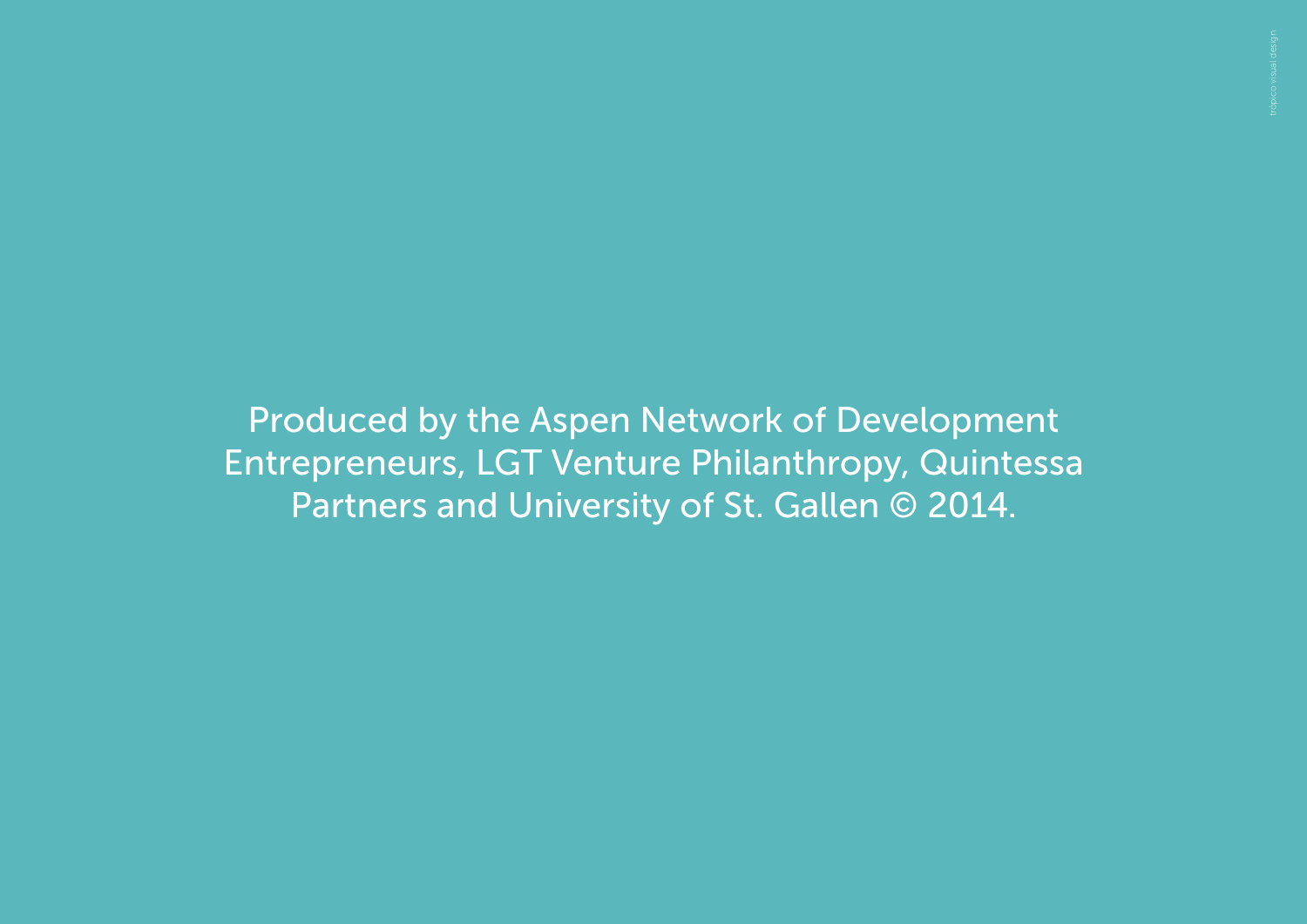Produced by the Aspen Network of Development Entrepreneurs, LGT Venture Philanthropy, Quintessa Partners and University of St. Gallen © 2014.

trópico visual design